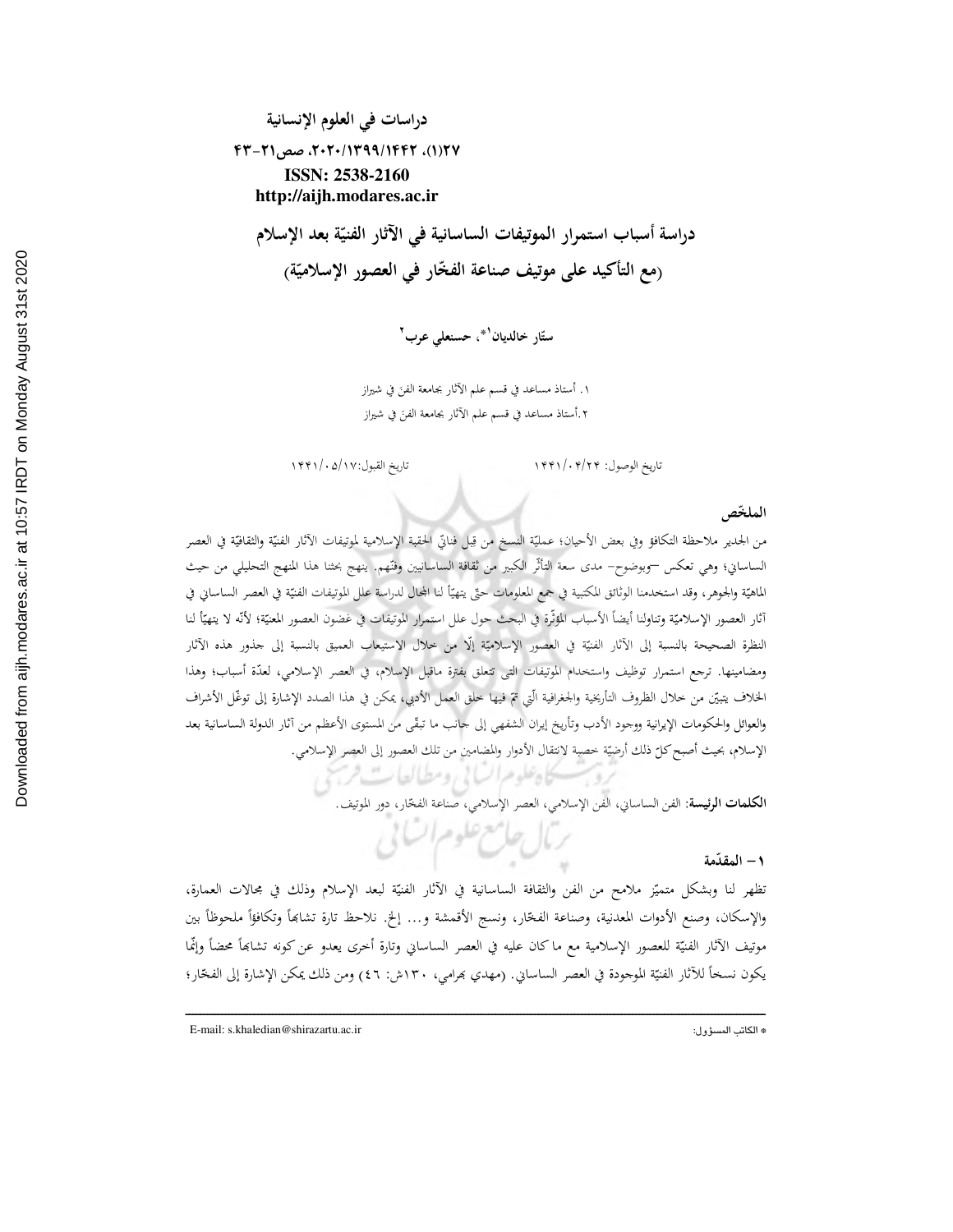دراسات في العلوم الإنسانية

٢٧(١)، ١٤٤٢/١٣٩٩/٢٠٢٠، صص٢١-٤٣

ISSN: 2538-2160

http://aijh.modares.ac.ir

# دراسة أسباب استمرار الموتيفات الساسانية في الآثار الفنيّة بعد الإسلام (مع التأكيد على موتيف صناعة الفخّار في العصور الإسلاميّة)

**ستّار خالديان[١]*، حسنعلي عرب[٢]**

١. أستاذ مساعد في قسم علم الآثار بجامعة الفنّ في شيراز

٢. أستاذ مساعد في قسم علم الآثار بجامعة الفنّ في شيراز

تاريخ الوصول: ١٤٤١/٠٤/٢٤ تاريخ القبول: ١٤٤١/٠٥/١٧

## الملخّص

من الجدير ملاحظة التكافؤ وفي بعض الأحيان؛ عمليّة النسخ من قِبل فنانيّ الحقبة الإسلامية لموتيفات الآثار الفنيّة والثقافيّة في العصر الساساني؛ وهي تعكس –وبوضوح– مدى سعة التأثّر الكبير من ثقافة الساسانيين وفنّهم. ينهج بحثنا هذا المنهج التحليلي من حيث الماهيّة والجوهر، وقد استخدمنا الوثائق المكتبية في جمع المعلومات حتّى يتهيّأ لنا المجال لدراسة علل الموتيفات الفنيّة في العصر الساساني في آثار العصور الإسلاميّة وتناولنا أيضاً الأسباب المؤثّرة في البحث حول علل استمرار الموتيفات في غضون العصور المعنيّة؛ لأنّه لا يتهيّأ لنا النظرة الصحيحة بالنسبة إلى الآثار الفنيّة في العصور الإسلاميّة إلّا من خلال الاستيعاب العميق بالنسبة إلى جذور هذه الآثار ومضامينها. ترجع استمرار توظيف واستخدام الموتيفات التي تتعلق بفترة ماقبل الإسلام، في العصر الإسلامي، لعدّة أسباب؛ وهذا الخلاف يتبيّن من خلال الظروف التأريخية والجغرافية الّتي تمّ فيها خلق العمل الأدبي، يمكن في هذا الصدد الإشارة إلى توغّل الأشراف والعوائل والحكومات الإيرانية ووجود الأدب وتأريخ إيران الشفهي إلى جانب ما تبقّى من المستوى الأعظم من آثار الدولة الساسانية بعد الإسلام، بحيث أصبح كلّ ذلك أرضيّة خصبة لانتقال الأدوار والمضامين من تلك العصور إلى العصر الإسلامي.

**الكلمات الرئيسة**: الفن الساساني، الفن الإسلامي، العصر الإسلامي، صناعة الفخّار، دور الموتيف.

## ١– المقدّمة

تظهر لنا وبشكل متميّز ملامح من الفن والثقافة الساسانية في الآثار الفنيّة لبعد الإسلام وذلك في مجالات العمارة، والإسكان، وصنع الأدوات المعدنية، وصناعة الفخّار، ونسج الأقمشة و... إلخ. نلاحظ تارة تشابهاً وتكافؤاً ملحوظاً بين موتيف الآثار الفنيّة للعصور الإسلامية مع ما كان عليه في العصر الساساني وتارة أخرى يعدو عن كونه تشابهاً محضاً وإنّما يكون نسخاً للآثار الفنيّة الموجودة في العصر الساساني. (مهدي بهرامي، ١٣٠ش: ٤٦) ومن ذلك يمكن الإشارة إلى الفخّار؛

* الكاتب المسؤول: E-mail: s.khaledian@shirazartu.ac.ir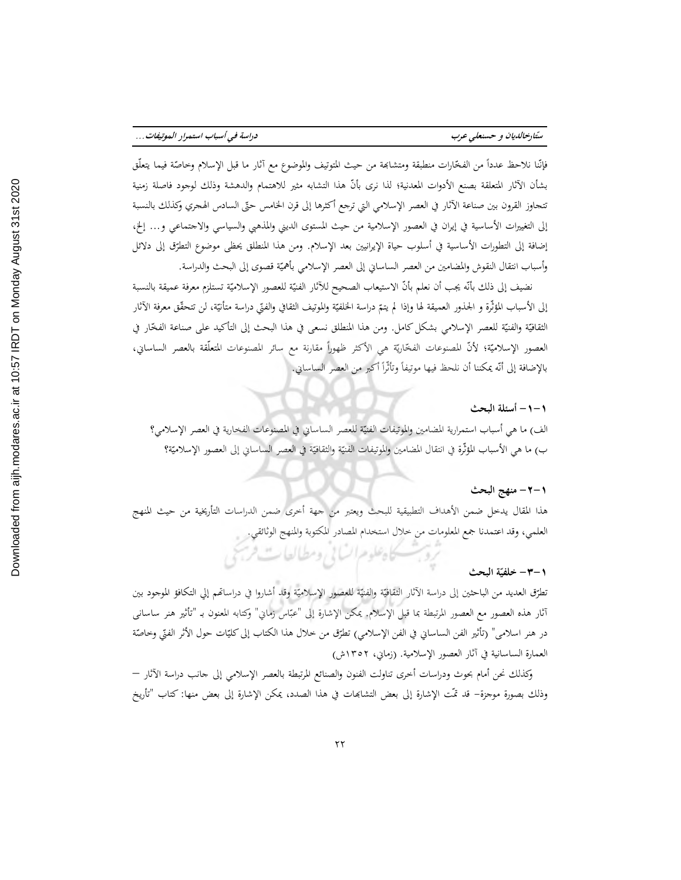فإنّنا نلاحظ عدداً من الفخّارات منطبقة ومتشابهة من حيث المتوتيف والموضوع مع آثار ما قبل الإسلام وخاصّة فيما يتعلّق بشأن الآثار المتعلقة بصنع الأدوات المعدنية؛ لذا نرى بأنّ هذا التشابه مثير للاهتمام والدهشة وذلك لوجود فاصلة زمنية تتجاوز القرون بين صناعة الآثار في العصر الإسلامي التي ترجع أكثرها إلى قرن الخامس حتّى السادس الهجري وكذلك بالنسبة إلى التغييرات الأساسية في إيران في العصور الإسلامية من حيث المستوى الديني والمذهبي والسياسي والاجتماعي و... إلخ، إضافة إلى التطورات الأساسية في أسلوب حياة الإيرانيين بعد الإسلام. ومن هذا المنطلق يحظى موضوع التطرّق إلى دلائل وأسباب انتقال النقوش والمضامين من العصر الساساني إلى العصر الإسلامي بأهميّة قصوى إلى البحث والدراسة.

نضيف إلى ذلك بأنّه يجب أن نعلم بأنّ الاستيعاب الصحيح للآثار الفنيّة للعصور الإسلاميّة تستلزم معرفة عميقة بالنسبة إلى الأسباب المؤثّرة و الجذور العميقة لها وإذا لم يتمّ دراسة الخلفيّة والموتيف الثقافي والفنّي دراسة متأنيّة، لن تتحقّق معرفة الآثار الثقافيّة والفنيّة للعصر الإسلامي بشكل كامل. ومن هذا المنطلق نسعى في هذا البحث إلى التأكيد على صناعة الفخّار في العصور الإسلاميّة؛ لأنّ المصنوعات الفخّاريّة هي الأكثر ظهوراً مقارنة مع سائر المصنوعات المتعلّقة بالعصر الساساني، بالإضافة إلى أنّه يمكننا أن نلحظ فيها موتيفاً وتأثّراً أكبر من العصر الساساني.

### ١-١- أسئلة البحث

الف) ما هي أسباب استمرارية المضامين والموتيفات الفنيّة للعصر الساساني في المصنوعات الفخارية في العصر الإسلامي؟

ب) ما هي الأسباب المؤثّرة في انتقال المضامين والموتيفات الفنيّة والثقافيّة في العصر الساساني إلى العصور الإسلاميّة؟

### ١-٢- منهج البحث

هذا المقال يدخل ضمن الأهداف التطبيقية للبحث ويعتبر من جهة أخرى ضمن الدراسات التأريخية من حيث المنهج العلمي، وقد اعتمدنا جمع المعلومات من خلال استخدام المصادر المكتوبة والمنهج الوثائقي.

### ١-٣- خلفيّة البحث

تطرّق العديد من الباحثين إلى دراسة الآثار الثقافيّة والفنيّة للعصور الإسلاميّة وقد أشاروا في دراساتهم إلي التكافؤ الموجود بين آثار هذه العصور مع العصور المرتبطة بما قبل الإسلام. يمكن الإشارة إلى "عبّاس زماني" وكتابه المعنون بـ "تأثير هنر ساسانى در هنر اسلامى" (تأثير الفن الساساني في الفن الإسلامي) تطرّق من خلال هذا الكتاب إلى كليّات حول الأثر الفنيّ وخاصّة العمارة الساسانية في آثار العصور الإسلامية. (زماني، ١٣٥٢ش)

وكذلك نحن أمام بحوث ودراسات أخرى تناولت الفنون والصنائع المرتبطة بالعصر الإسلامي إلى جانب دراسة الآثار – وذلك بصورة موجزة– قد تمّت الإشارة إلى بعض التشابهات في هذا الصدد، يمكن الإشارة إلى بعض منها: كتاب "تأريخ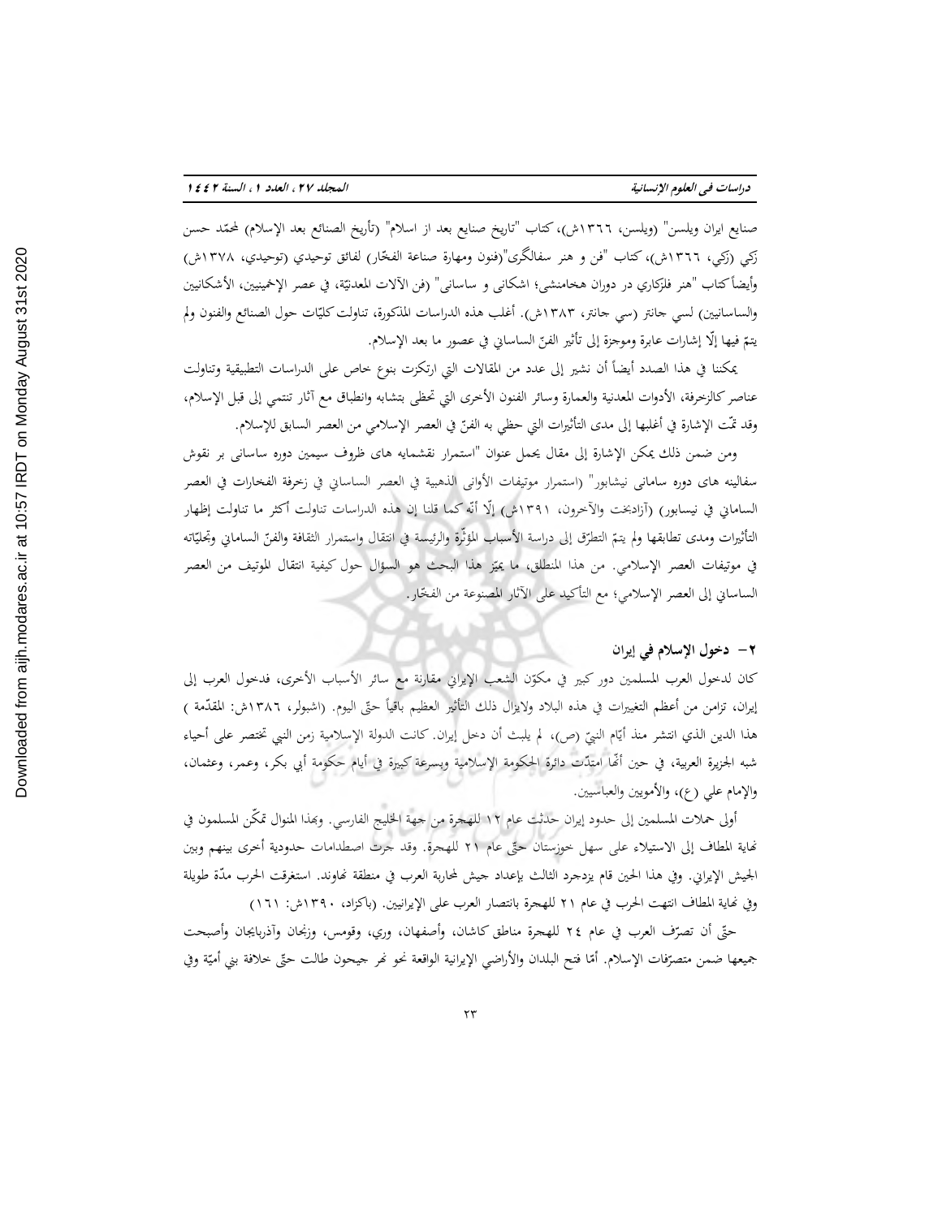صنايع ايران ويلسن" (ويلسن، ١٣٦٦ش)، كتاب "تاريخ صنايع بعد از اسلام" (تأريخ الصنائع بعد الإسلام) لمحمّد حسن زكي (زكي، ١٣٦٦ش)، كتاب "فن و هنر سفالگرى"(فنون ومهارة صناعة الفخّار) لفائق توحيدي (توحيدي، ١٣٧٨ش) وأيضاً كتاب "هنر فلزكاري در دوران هخامنشى؛ اشكانى و ساسانى" (فن الآلات المعدنيّة، في عصر الإخمينيين، الأشكانيين والساسانيين) لسي جانتر (سي جانتر، ١٣٨٣ش). أغلب هذه الدراسات المذكورة، تناولت كليّات حول الصنائع والفنون ولم يتمّ فيها إلّا إشارات عابرة وموجزة إلى تأثير الفنّ الساساني في عصور ما بعد الإسلام.

يمكننا في هذا الصدد أيضاً أن نشير إلى عدد من المقالات التي ارتكزت بنوع خاص على الدراسات التطبيقية وتناولت عناصر كالزخرفة، الأدوات المعدنية والعمارة وسائر الفنون الأخرى التي تحظى بتشابه وانطباق مع آثار تنتمي إلى قبل الإسلام، وقد تمّت الإشارة في أغلبها إلى مدى التأثيرات التي حظي به الفنّ في العصر الإسلامي من العصر السابق للإسلام.

ومن ضمن ذلك يمكن الإشارة إلى مقال يحمل عنوان "استمرار نقشمايه هاى ظروف سيمين دوره ساسانى بر نقوش سفالينه هاى دوره سامانى نيشابور" (استمرار موتيفات الأواني الذهبية في العصر الساساني في زخرفة الفخارات في العصر الساماني في نيسابور) (آزادبخت والآخرون، ١٣٩١ش) إلّا أنّه كما قلنا إن هذه الدراسات تناولت أكثر ما تناولت إظهار التأثيرات ومدى تطابقها ولم يتمّ التطرّق إلى دراسة الأسباب المؤثّرة والرئيسة في انتقال واستمرار الثقافة والفنّ الساماني وتجليّاته في موتيفات العصر الإسلامي. من هذا المنطلق، ما يميّز هذا البحث هو السؤال حول كيفية انتقال الموتيف من العصر الساساني إلى العصر الإسلامي؛ مع التأكيد على الآثار المصنوعة من الفخّار.

## ٢- دخول الإسلام في إيران

كان لدخول العرب المسلمين دور كبير في مكوّن الشعب الإيراني مقارنة مع سائر الأسباب الأخرى، فدخول العرب إلى إيران، تزامن من أعظم التغييرات في هذه البلاد ولايزال ذلك التأثير العظيم باقياً حتّى اليوم. (اشبولر، ١٣٨٦ش: المقدّمة ) هذا الدين الذي انتشر منذ أيّام النبيّ (ص)، لم يلبث أن دخل إيران. كانت الدولة الإسلامية زمن النبي تختصر على أحياء شبه الجزيرة العربية، في حين أنّها امتدّت دائرة الحكومة الإسلامية وبسرعة كبيرة في أيام حكومة أبي بكر، وعمر، وعثمان، والإمام علي (ع)، والأمويين والعباسيين.

أولى حملات المسلمين إلى حدود إيران حدثت عام ١٢ للهجرة من جهة الخليج الفارسي. وبهذا المنوال تمكّن المسلمون في نهاية المطاف إلى الاستيلاء على سهل خوزستان حتّى عام ٢١ للهجرة. وقد جرت اصطدامات حدودية أخرى بينهم وبين الجيش الإيراني. وفي هذا الحين قام يزدجرد الثالث بإعداد جيش لمحاربة العرب في منطقة نهاوند. استغرقت الحرب مدّة طويلة وفي نهاية المطاف انتهت الحرب في عام ٢١ للهجرة بانتصار العرب على الإيرانيين. (باكزاد، ١٣٩٠ش: ١٦١)

حتّى أن تصرّف العرب في عام ٢٤ للهجرة مناطق كاشان، وأصفهان، وري، وقومس، وزنجان وآذربايجان وأصبحت جميعها ضمن متصرّفات الإسلام. أمّا فتح البلدان والأراضي الإيرانية الواقعة نحو نهر جيحون طالت حتّى خلافة بني أميّة وفي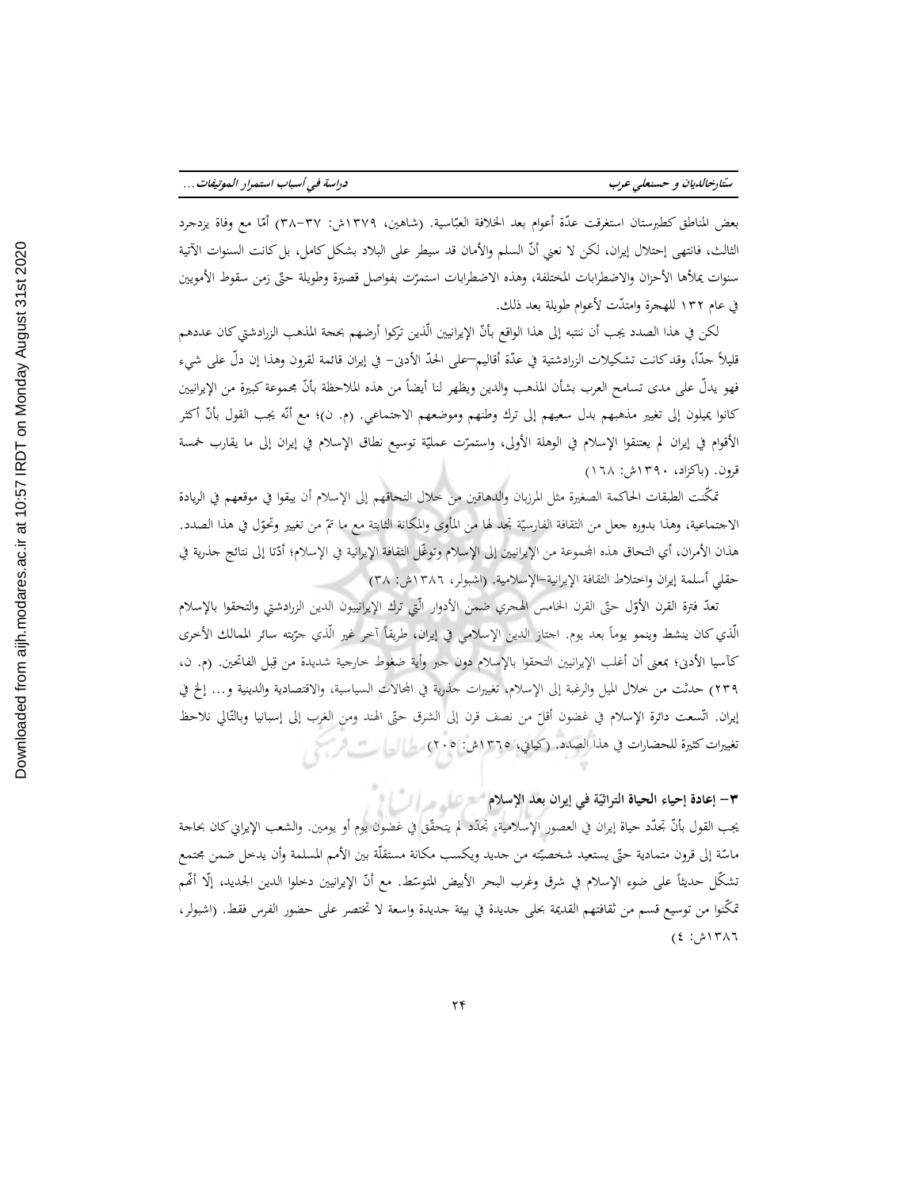بعض المناطق كطبرستان استغرقت عدّة أعوام بعد الخلافة العبّاسية. (شاهين، ١٣٧٩ش: ٣٧-٣٨) أمّا مع وفاة يزدجرد الثالث، فانتهى إحتلال إيران، لكن لا نعني أنّ السلم والأمان قد سيطر على البلاد بشكل كامل، بل كانت السنوات الآتية سنوات يملأها الأحزان والاضطرابات المختلفة، وهذه الاضطرابات استمرّت بفواصل قصيرة وطويلة حتّى زمن سقوط الأمويين في عام ١٣٢ للهجرة وامتدّت لأعوام طويلة بعد ذلك.

لكن في هذا الصدد يجب أن ننتبه إلى هذا الواقع بأنّ الإيرانيين الّذين تركوا أرضهم بحجة المذهب الزرادشتي كان عددهم قليلاً جدّاً، وقد كانت تشكيلات الزرادشتية في عدّة أقاليم–على الحدّ الأدنى– في إيران قائمة لقرون وهذا إن دلّ على شيء فهو يدلّ على مدى تسامح العرب بشأن المذهب والدين ويظهر لنا أيضاً من هذه الملاحظة بأنّ مجموعة كبيرة من الإيرانيين كانوا يميلون إلى تغيير مذهبهم بدل سعيهم إلى ترك وطنهم وموضعهم الاجتماعي. (م. ن)؛ مع أنّه يجب القول بأنّ أكثر الأقوام في إيران لم يعتنقوا الإسلام في الوهلة الأولى، واستمرّت عمليّة توسيع نطاق الإسلام في إيران إلى ما يقارب خمسة قرون. (باكزاد، ١٣٩٠ش: ١٦٨)

تمكّنت الطبقات الحاكمة الصغيرة مثل المرزبان والدهاقين من خلال التحاقهم إلى الإسلام أن يبقوا في موقعهم في الريادة الاجتماعية، وهذا بدوره جعل من الثقافة الفارسيّة تجد لها من المأوى والمكانة الثابتة مع ما تمّ من تغيير وتحوّل في هذا الصدد. هذان الأمران، أي التحاق هذه المجموعة من الإيرانيين إلى الإسلام وتوغّل الثقافة الإيرانية في الإسلام؛ أدّتا إلى نتائج جذرية في حقلي أسلمة إيران واختلاط الثقافة الإيرانية–الإسلامية. (اشبولر، ١٣٨٦ش: ٣٨)

تعدّ فترة القرن الأوّل حتّى القرن الخامس الهجري ضمن الأدوار الّتي ترك الإيرانيون الدين الزرادشتي والتحقوا بالإسلام الّذي كان ينشط وينمو يوماً بعد يوم. اجتاز الدين الإسلامي في إيران، طريقاً آخر غير الّذي جرّبته سائر الممالك الأخرى كآسيا الأدنى؛ بمعنى أن أغلب الإيرانيين التحقوا بالإسلام دون جبر وأية ضغوط خارجية شديدة من قِبل الفاتحين. (م. ن، ٢٣٩) حدثت من خلال الميل والرغبة إلى الإسلام، تغييرات جذرية في المجالات السياسية، والاقتصادية والدينية و... إلخ في إيران. اتّسعت دائرة الإسلام في غضون أقلّ من نصف قرن إلى الشرق حتّى الهند ومن الغرب إلى إسبانيا وبالتّالي نلاحظ تغييرات كثيرة للحضارات في هذا الصدد. (كياني، ١٣٦٥ش: ٢٠٥)

### ٣- إعادة إحياء الحياة التراثيّة في إيران بعد الإسلام

يجب القول بأنّ تجدّد حياة إيران في العصور الإسلامية، تجدّد لم يتحقّق في غضون يوم أو يومين. والشعب الإيراني كان بحاجة ماسّة إلى قرون متمادية حتّى يستعيد شخصيّته من جديد ويكسب مكانة مستقلّة بين الأمم المسلمة وأن يدخل ضمن مجتمع تشكّل حديثاً على ضوء الإسلام في شرق وغرب البحر الأبيض المتوسّط. مع أنّ الإيرانيين دخلوا الدين الجديد، إلّا أنّهم تمكّنوا من توسيع قسم من ثقافتهم القديمة بحلى جديدة في بيئة جديدة واسعة لا تختصر على حضور الفرس فقط. (اشبولر، ١٣٨٦ش: ٤)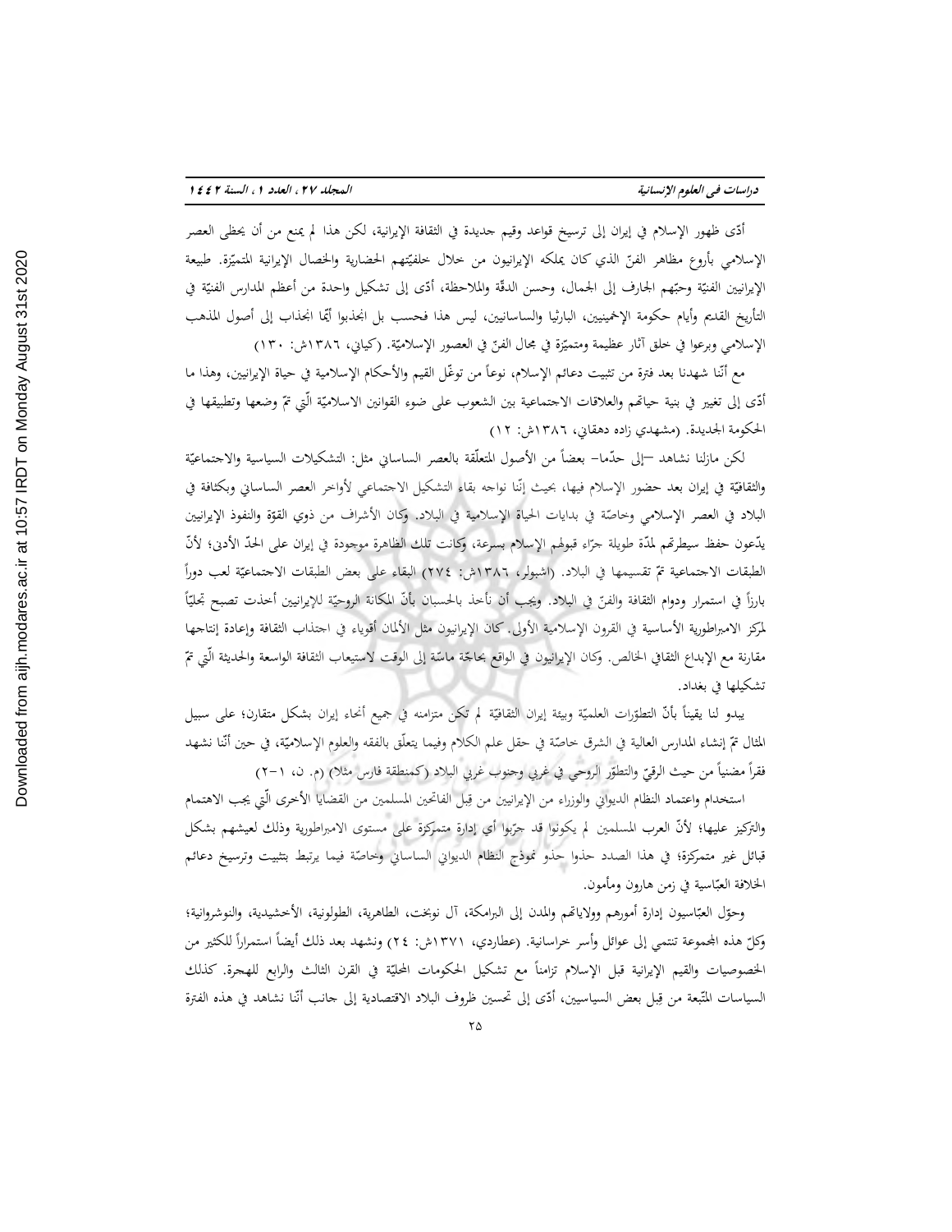أدّى ظهور الإسلام في إيران إلى ترسيخ قواعد وقيم جديدة في الثقافة الإيرانية، لكن هذا لم يمنع من أن يحظى العصر الإسلامي بأروع مظاهر الفنّ الذي كان يملكه الإيرانيون من خلال خلفيّتهم الحضارية والخصال الإيرانية المتميّزة. طبيعة الإيرانيين الفنيّة وحبّهم الجارف إلى الجمال، وحسن الدقّة والملاحظة، أدّى إلى تشكيل واحدة من أعظم المدارس الفنيّة في التأريخ القديم وأيام حكومة الإخمينيين، البارثيا والساسانيين، ليس هذا فحسب بل انجذبوا أيّما انجذاب إلى أصول المذهب الإسلامي وبرعوا في خلق آثار عظيمة ومتميّزة في مجال الفنّ في العصور الإسلاميّة. (كياني، ١٣٨٦ش: ١٣٠)

مع أنّنا شهدنا بعد فترة من تثبيت دعائم الإسلام، نوعاً من توغّل القيم والأحكام الإسلامية في حياة الإيرانيين، وهذا ما أدّى إلى تغيير في بنية حياتهم والعلاقات الاجتماعية بين الشعوب على ضوء القوانين الاسلاميّة الّتي تمّ وضعها وتطبيقها في الحكومة الجديدة. (مشهدي زاده دهقاني، ١٣٨٦ش: ١٢)

لكن مازلنا نشاهد –إلى حدّما– بعضاً من الأصول المتعلّقة بالعصر الساساني مثل: التشكيلات السياسية والاجتماعيّة والثقافيّة في إيران بعد حضور الإسلام فيها، بحيث إنّنا نواجه بقاء التشكيل الاجتماعي لأواخر العصر الساساني وبكثافة في البلاد في العصر الإسلامي وخاصّة في بدايات الحياة الإسلامية في البلاد. وكان الأشراف من ذوي القوّة والنفوذ الإيرانيين يدّعون حفظ سيطرتهم لمدّة طويلة جرّاء قبولهم الإسلام بسرعة، وكانت تلك الظاهرة موجودة في إيران على الحدّ الأدنى؛ لأنّ الطبقات الاجتماعية تمّ تقسيمها في البلاد. (اشبولر، ١٣٨٦ش: ٢٧٤) البقاء على بعض الطبقات الاجتماعيّة لعب دوراً بارزاً في استمرار ودوام الثقافة والفنّ في البلاد. ويجب أن نأخذ بالحسبان بأنّ المكانة الروحيّة للإيرانيين أخذت تصبح تجليّاً لمركز الامبراطورية الأساسية في القرون الإسلامية الأولى. كان الإيرانيون مثل الألمان أقوياء في اجتذاب الثقافة وإعادة إنتاجها مقارنة مع الإبداع الثقافي الخالص. وكان الإيرانيون في الواقع بحاجة ماسّة إلى الوقت لاستيعاب الثقافة الواسعة والحديثة الّتي تمّ تشكيلها في بغداد.

يبدو لنا يقيناً بأنّ التطوّرات العلميّة وبيئة إيران الثقافيّة لم تكن متزامنه في جميع أنحاء إيران بشكل متقارن؛ على سبيل المثال تمّ إنشاء المدارس العالية في الشرق خاصّة في حقل علم الكلام وفيما يتعلّق بالفقه والعلوم الإسلاميّة، في حين أنّنا نشهد فقراً مضنياً من حيث الرقيّ والتطوّر الروحي في غربي وجنوب غربي البلاد (كمنطقة فارس مثلا) (م. ن، ١–٢)

استخدام واعتماد النظام الديواني والوزراء من الإيرانيين من قبل الفاتحين المسلمين من القضايا الأخرى الّتي يجب الاهتمام والتركيز عليها؛ لأنّ العرب المسلمين لم يكونوا قد جرّبوا أي إدارة متمركزة على مستوى الامبراطورية وذلك لعيشهم بشكل قبائل غير متمركزة؛ في هذا الصدد حذوا حذو نموذج النظام الديواني الساساني وخاصّة فيما يرتبط بتثبيت وترسيخ دعائم الخلافة العبّاسية في زمن هارون ومأمون.

وحوّل العبّاسيون إدارة أمورهم وولاياتهم والمدن إلى البرامكة، آل نوبخت، الطاهرية، الطولونية، الأخشيدية، والنوشروانية؛ وكلّ هذه المجموعة تنتمي إلى عوائل وأسر خراسانية. (عطاردي، ١٣٧١ش: ٢٤) ونشهد بعد ذلك أيضاً استمراراً للكثير من الخصوصيات والقيم الإيرانية قبل الإسلام تزامناً مع تشكيل الحكومات المحليّة في القرن الثالث والرابع للهجرة. كذلك السياسات المتّبعة من قِبل بعض السياسيين، أدّى إلى تحسين ظروف البلاد الاقتصادية إلى جانب أنّنا نشاهد في هذه الفترة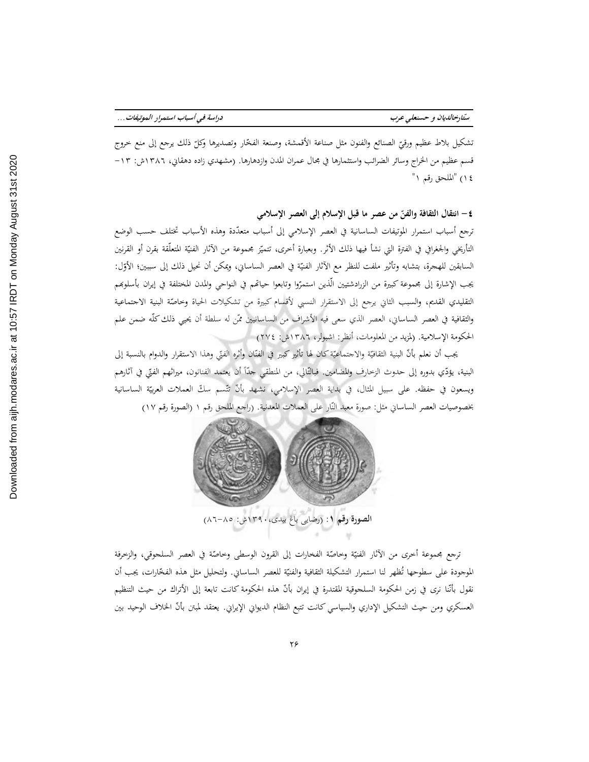تشكيل بلاط عظيم ورقيّ الصنائع والفنون مثل صناعة الأقمشة، وصنعة الفخّار وتصديرها وكلّ ذلك يرجع إلى منع خروج قسم عظيم من الخراج وسائر الضرائب واستثمارها في مجال عمران المدن وازدهارها. (مشهدي زاده دهقاني، ١٣٨٦ش: ١٣- ١٤) "الملحق رقم ١"

## ٤- انتقال الثقافة والفنّ من عصر ما قبل الإسلام إلى العصر الإسلامي

ترجع أسباب استمرار الموتيفات الساسانية في العصر الإسلامي إلى أسباب متعدّدة وهذه الأسباب تختلف حسب الوضع التأريخي والجغرافي في الفترة التي نشأ فيها ذلك الأثر. وبعبارة أخرى، تتميّز مجموعة من الآثار الفنيّة المتعلّقة بقرن أو القرنين السابقين للهجرة، بتشابه وتأثير ملفت للنظر مع الآثار الفنيّة في العصر الساساني، ويمكن أن نحيل ذلك إلى سببين؛ الأوّل: يجب الإشارة إلى مجموعة كبيرة من الزرادشتيين الّذين استمرّوا وتابعوا حياتهم في النواحي والمدن المختلفة في إيران بأسلوبهم التقليدي القديم، والسبب الثاني يرجع إلى الاستقرار النسبي لأقسام كبيرة من تشكيلات الحياة وخاصّة البنية الاجتماعية والثقافية في العصر الساساني، العصر الذي سعى فيه الأشراف من الساسانيين ممّن له سلطة أن يحيي ذلك كلّه ضمن علم الحكومة الإسلامية. (لمزيد من المعلومات، أنظر: اشبولر، ١٣٨٦ش: ٢٧٤)

يجب أن نعلم بأنّ البنية الثقافيّة والاجتماعيّة كان لها تأثير كبير في الفنّان وأثره الفنّي وهذا الاستقرار والدوام بالنسبة إلى البنية، يؤدّي بدوره إلى حدوث الزخارف والمضامين. فبالتّالي، من المنطقي جدّاً أن يعتمد الفنانون، ميراثهم الفنّي في آثارهم ويسعون في حفظه. على سبيل المثال، في بداية العصر الإسلامي، نشهد بأنّ تتّسم سكّ العملات العربيّة الساسانية بخصوصيات العصر الساساني مثل: صورة معبد النّار على العملات المعدنية. (راجع الملحق رقم ١ (الصورة رقم ١٧)

**الصورة رقم ١**: (رضايى باغ بيدى، ١٣٩٠ش: ٨٥-٨٦)

ترجع مجموعة أخرى من الآثار الفنيّة وخاصّة الفخارات إلى القرون الوسطى وخاصّة في العصر السلجوقي، والزخرفة الموجودة على سطوحها تُظهر لنا استمرار التشكيلة الثقافية والفنيّة للعصر الساساني. ولتحليل مثل هذه الفخّارات، يجب أن نقول بأنّنا نرى في زمن الحكومة السلجوقية المقتدرة في إيران بأنّ هذه الحكومة كانت تابعة إلى الأتراك من حيث التنظيم العسكري ومن حيث التشكيل الإداري والسياسي كانت تتبع النظام الديواني الإيراني. يعتقد لمبتن بأنّ الخلاف الوحيد بين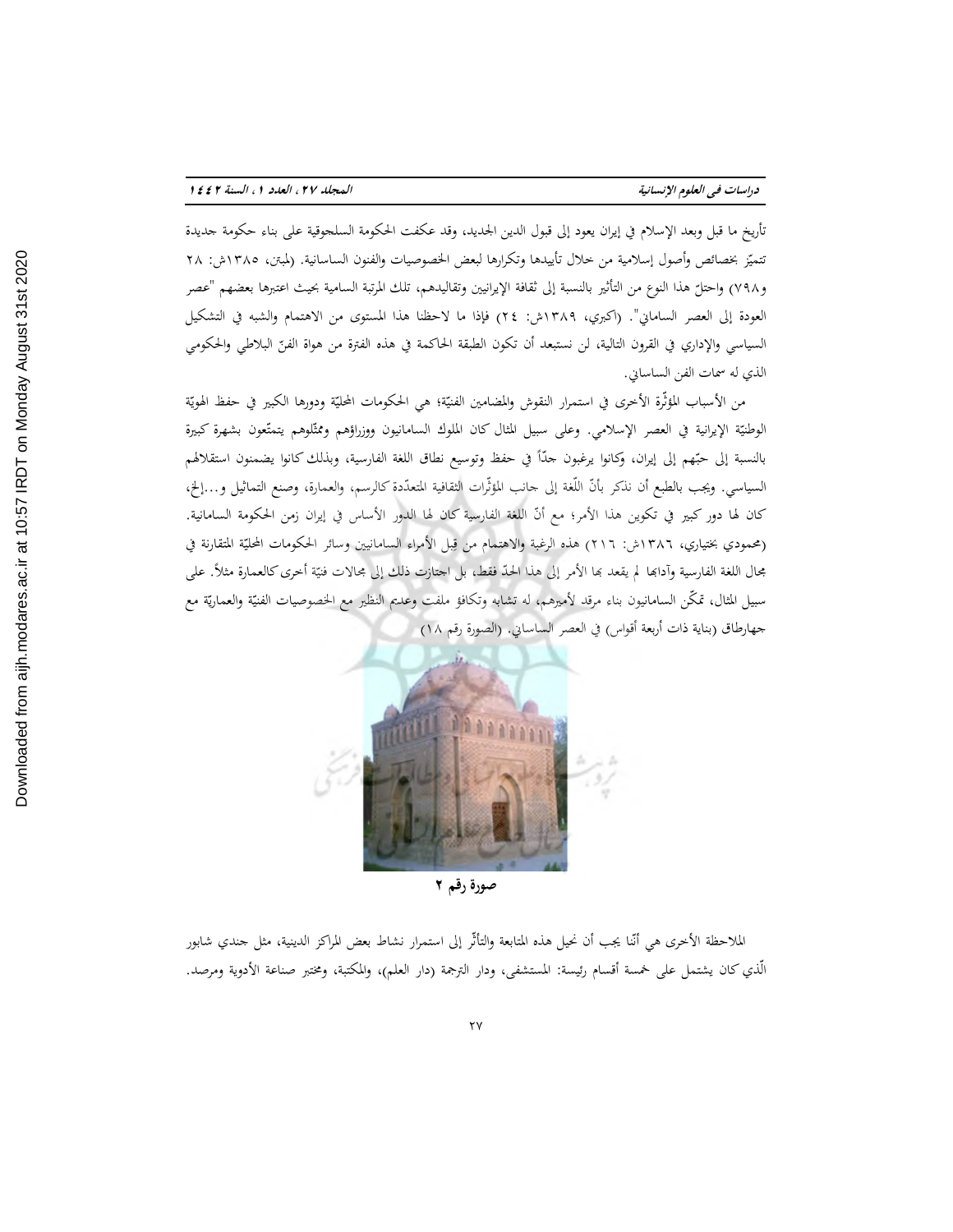تأريخ ما قبل وبعد الإسلام في إيران يعود إلى قبول الدين الجديد، وقد عكفت الحكومة السلجوقية على بناء حكومة جديدة تتميّز بخصائص وأصول إسلامية من خلال تأييدها وتكرارها لبعض الخصوصيات والفنون الساسانية. (لمبتن، ١٣٨٥ش: ٢٨ و٧٩٨) واحتلّ هذا النوع من التأثير بالنسبة إلى ثقافة الإيرانيين وتقاليدهم، تلك المرتبة السامية بحيث اعتبرها بعضهم "عصر العودة إلى العصر الساماني". (اكبري، ١٣٨٩ش: ٢٤) فإذا ما لاحظنا هذا المستوى من الاهتمام والشبه في التشكيل السياسي والإداري في القرون التالية، لن نستبعد أن تكون الطبقة الحاكمة في هذه الفترة من هواة الفنّ البلاطي والحكومي الذي له سمات الفن الساساني.

من الأسباب المؤثّرة الأخرى في استمرار النقوش والمضامين الفنيّة؛ هي الحكومات المحليّة ودورها الكبير في حفظ الهويّة الوطنيّة الإيرانية في العصر الإسلامي. وعلى سبيل المثال كان الملوك السامانيون ووزراؤهم وممثّلوهم يتمتّعون بشهرة كبيرة بالنسبة إلى حبّهم إلى إيران، وكانوا يرغبون جدّاً في حفظ وتوسيع نطاق اللغة الفارسية، وبذلك كانوا يضمنون استقلالهم السياسي. ويجب بالطبع أن نذكر بأنّ اللّغة إلى جانب المؤثّرات الثقافية المتعدّدة كالرسم، والعمارة، وصنع التماثيل و...إلخ، كان لها دور كبير في تكوين هذا الأمر؛ مع أنّ اللغة الفارسية كان لها الدور الأساس في إيران زمن الحكومة السامانية. (محمودي بختياري، ١٣٨٦ش: ٢١٦) هذه الرغبة والاهتمام من قِبل الأمراء السامانيين وسائر الحكومات المحليّة المتقارنة في مجال اللغة الفارسية وآدابها لم يقعد بها الأمر إلى هذا الحدّ فقط، بل اجتازت ذلك إلى مجالات فنيّة أخرى كالعمارة مثلاً. على سبيل المثال، تمكّن السامانيون بناء مرقد لأميرهم، له تشابه وتكافؤ ملفت وعديم النظير مع الخصوصيات الفنيّة والعماريّة مع جهارطاق (بناية ذات أربعة أقواس) في العصر الساساني. (الصورة رقم ١٨)

**صورة رقم ٢**

الملاحظة الأخرى هي أنّنا يجب أن نحيل هذه المتابعة والتأثّر إلى استمرار نشاط بعض المراكز الدينية، مثل جندي شابور الّذي كان يشتمل على خمسة أقسام رئيسة: المستشفى، ودار الترجمة (دار العلم)، والمكتبة، ومختبر صناعة الأدوية ومرصد.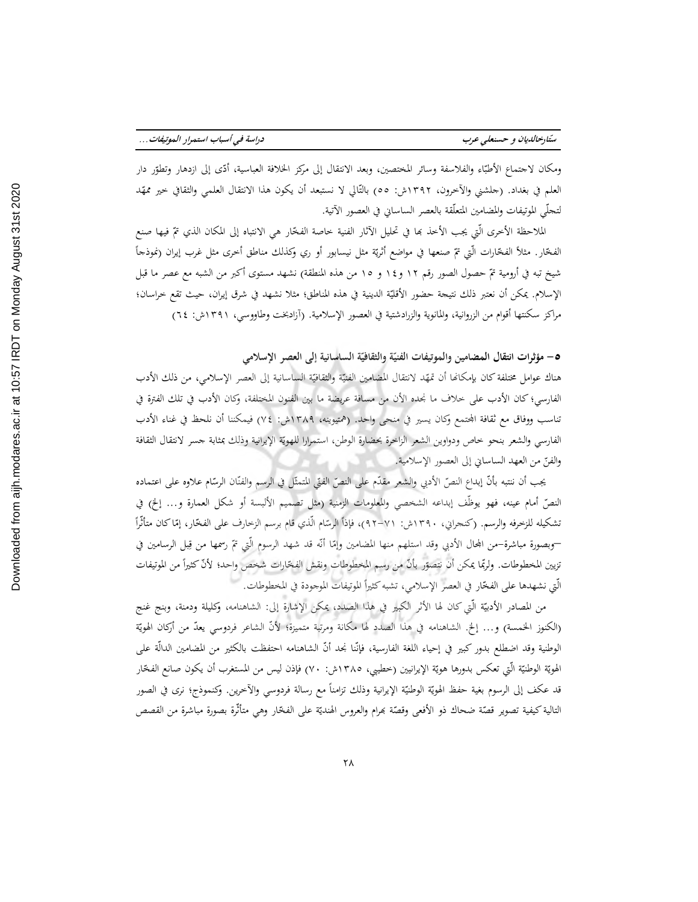ومكان لاجتماع الأطبّاء والفلاسفة وسائر المختصين، وبعد الانتقال إلى مركز الخلافة العباسية، أدّى إلى ازدهار وتطوّر دار العلم في بغداد. (جلشني والآخرون، ١٣٩٢ش: ٥٥) بالتّالي لا نستبعد أن يكون هذا الانتقال العلمي والثقافي خير ممهّد لتجلّي الموتيفات والمضامين المتعلّقة بالعصر الساساني في العصور الآتية.

الملاحظة الأخرى الّتي يجب الأخذ بها في تحليل الآثار الفنية خاصة الفخّار هي الانتباه إلى المكان الذي تمّ فيها صنع الفخّار. مثلاً الفخّارات الّتي تمّ صنعها في مواضع أثريّة مثل نيسابور أو ري وكذلك مناطق أخرى مثل غرب إيران (نموذجاً شيخ تبه في أرومية تمّ حصول الصور رقم ١٢ و١٤ و ١٥ من هذه المنطقة) نشهد مستوى أكبر من الشبه مع عصر ما قبل الإسلام. يمكن أن نعتبر ذلك نتيجة حضور الأقليّة الدينية في هذه المناطق؛ مثلا نشهد في شرق إيران، حيث تقع خراسان؛ مراكز سكنتها أقوام من الزروانية، والمانوية والزرادشتية في العصور الإسلامية. (آزادبخت وطاووسي، ١٣٩١ش: ٦٤)

### ٥– مؤثرات انتقال المضامين والموتيفات الفنيّة والثقافيّة الساسانية إلى العصر الإسلامي

هناك عوامل مختلفة كان بإمكانها أن تمهّد لانتقال المضامين الفنيّة والثقافيّة الساسانية إلى العصر الإسلامي، من ذلك الأدب الفارسي؛ كان الأدب على خلاف ما نجده الأن من مسافة عريضة ما بين الفنون المختلفة، وكان الأدب في تلك الفترة في تناسب ووفاق مع ثقافة المجتمع وكان يسير في منحى واحد. (حميتويته، ١٣٨٩ش: ٧٤) فيمكننا أن نلحظ في غناء الأدب الفارسي والشعر بنحو خاص ودواوين الشعر الزاخرة بحضارة الوطن، استمرارا للهويّة الإيرانية وذلك بمثابة جسر لانتقال الثقافة والفنّ من العهد الساساني إلى العصور الإسلامية.

يجب أن ننتبه بأنّ إبداع النصّ الأدبي والشعر مقدّم على النصّ الفنّي المتمثّل في الرسم والفنّان الرسّام علاوه على اعتماده النصّ أمام عينه، فهو يوظّف إبداعه الشخصي والمعلومات الزمنية (مثل تصميم الألبسة أو شكل العمارة و... إلخ) في تشكيله للزخرفه والرسم. (كنجراني، ١٣٩٠ش: ٧١-٩٢)، فإذاً الرسّام الّذي قام برسم الزخارف على الفخّار، إمّا كان متأثّراً –وبصورة مباشرة–من المجال الأدبي وقد استلهم منها المضامين وإمّا أنّه قد شهد الرسوم الّتي تمّ رسمها من قِبل الرسامين في تزيين المخطوطات. ولربّما يمكن أن نتصوّر بأنّ من رسم المخطوطات ونقش الفخّارات شخص واحد؛ لأنّ كثيراً من الموتيفات الّتي نشهدها على الفخّار في العصر الإسلامي، تشبه كثيراً الموتيفات الموجودة في المخطوطات.

من المصادر الأدبيّة الّتي كان لها الأثر الكبير في هذا الصدد، يمكن الإشارة إلى: الشاهنامه، وكليلة ودمنة، وبنج غنج (الكنوز الخمسة) و... إلخ. الشاهنامه في هذا الصدد لها مكانة ومرتبة متميزة؛ لأنّ الشاعر فردوسي يعدّ من أركان الهويّة الوطنية وقد اضطلع بدور كبير في إحياء اللغة الفارسية، فإنّنا نجد أنّ الشاهنامه احتفظت بالكثير من المضامين الدالّة على الهويّة الوطنيّة الّتي تعكس بدورها هويّة الإيرانيين (خطيبي، ١٣٨٥ش: ٧٠) فإذن ليس من المستغرب أن يكون صانع الفخّار قد عكف إلى الرسوم بغية حفظ الهويّة الوطنيّة الإيرانية وذلك تزامناً مع رسالة فردوسي والآخرين. وكنموذج؛ نرى في الصور التالية كيفية تصوير قصّة ضحاك ذو الأفعى وقصّة بهرام والعروس الهنديّة على الفخّار وهي متأثّرة بصورة مباشرة من القصص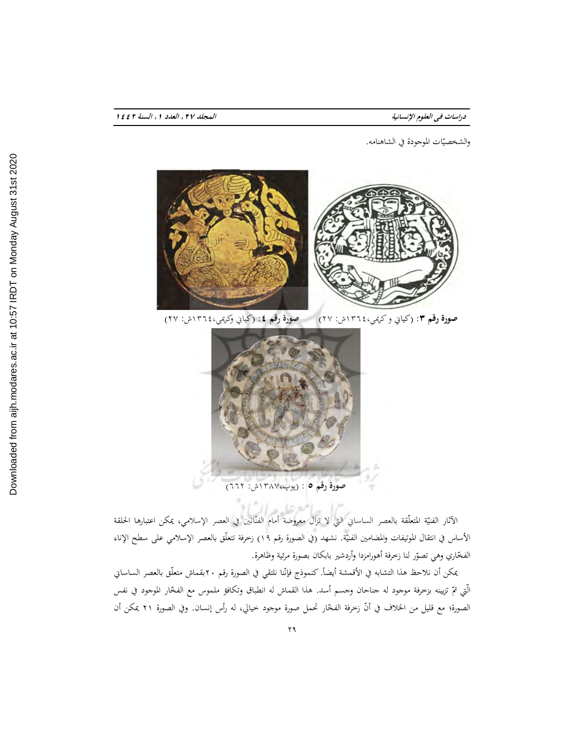والشخصيّات الموجودة في الشاهنامه.

**صورة رقم ٣**: (كياني و كريمي،١٣٦٤ش: ٢٧) **صورة رقم ٤**: (كياني وكريمي،١٣٦٤ش: ٢٧)

**صورة رقم ٥** : (پوپ،١٣٨٧ش: ٦٦٢)

الآثار الفنيّة المتعلّقة بالعصر الساساني التي لا تزال معروضة أمام الفنّانين في العصر الإسلامي، يمكن اعتبارها الحلقة الأساس في انتقال الموتيفات والمضامين الفنيّة. نشهد (في الصورة رقم ١٩) زخرفة تتعلّق بالعصر الإسلامي على سطح الإناء الفخّاري وهي تصوّر لنا زخرفة أهورامزدا وأردشير بابكان بصورة مرئية وظاهرة.

يمكن أن نلاحظ هذا التشابه في الأقمشة أيضاً. كنموذج فإنّنا نلتقي في الصورة رقم ٢٠بقماش متعلّق بالعصر الساساني الّتي تمّ تزيينه بزخرفة موجود له جناحان وجسم أسد. هذا القماش له انطباق وتكافؤ ملموس مع الفخّار الموجود في نفس الصورة؛ مع قليل من الخلاف في أنّ زخرفة الفخّار تحمل صورة موجود خيالي، له رأس إنسان. وفي الصورة ٢١ يمكن أن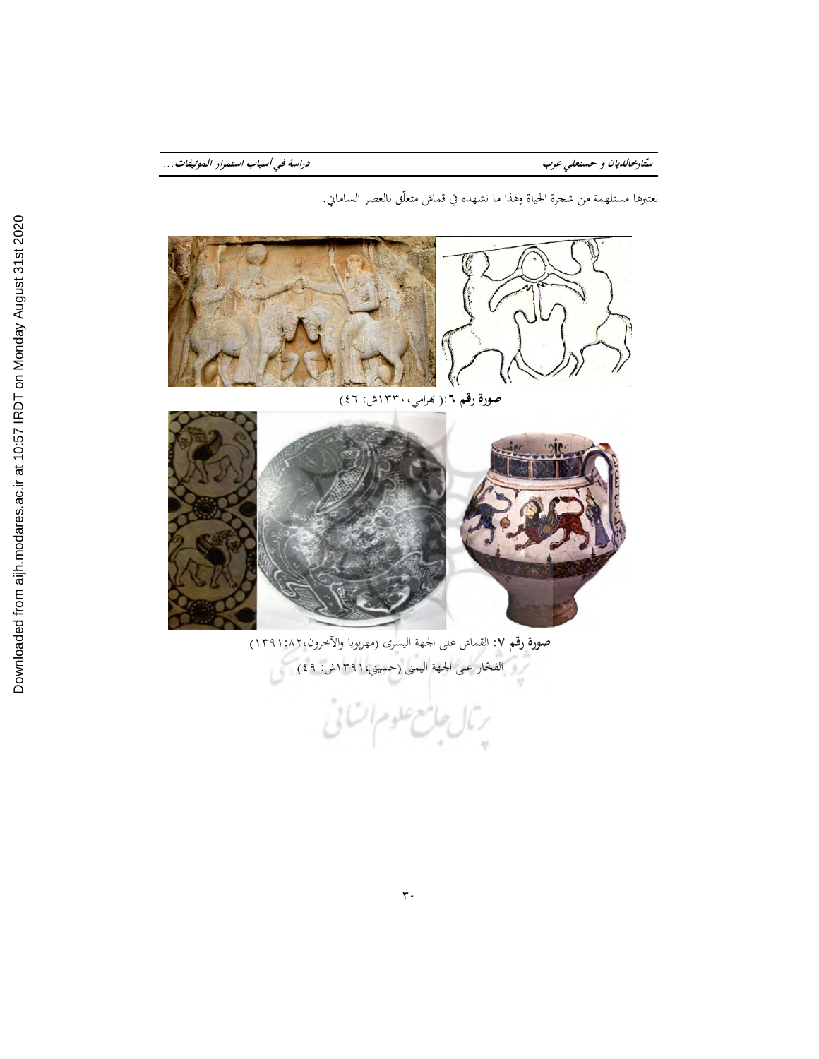نعتبرها مستلهمة من شجرة الحياة وهذا ما نشهده في قماش متعلّق بالعصر الساماني.

**صورة رقم ٦**: ( بهرامي، ١٣٣٠ش: ٤٦ )

**صورة رقم ٧**: القماش على الجهة اليسرى (مهرپويا والآخرون،٨٢:١٣٩١)

الفخّار على الجهة اليمنى (حسيني،١٣٩١ش: ٤٩)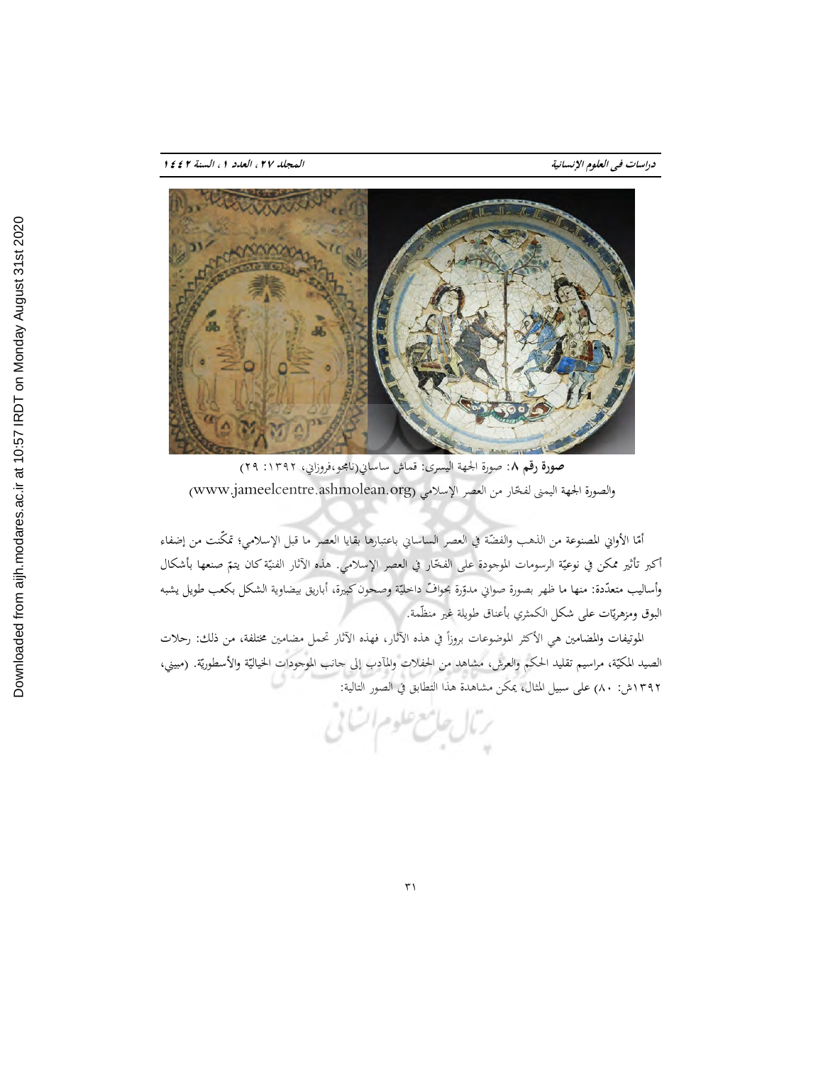**صورة رقم ۸**: صورة الجهة اليسرى: قماش ساساني(نامجو،فروزاني، ۱۳۹۲: ۲۹)
والصورة الجهة اليمنى لفخّار من العصر الإسلامي (www.jameelcentre.ashmolean.org)

أمّا الأواني المصنوعة من الذهب والفضّة في العصر الساساني باعتبارها بقايا العصر ما قبل الإسلامي؛ تمكّنت من إضفاء أكبر تأثير ممكن في نوعيّة الرسومات الموجودة على الفخّار في العصر الإسلامي. هذه الآثار الفنيّة كان يتمّ صنعها بأشكال وأساليب متعدّدة: منها ما ظهر بصورة صواني مدوّرة بحوافّ داخليّة وصحون كبيرة، أباريق بيضاوية الشكل بكعب طويل يشبه البوق ومزهريّات على شكل الكمثري بأعناق طويلة غير منظّمة.

الموتيفات والمضامين هي الأكثر الموضوعات بروزاً في هذه الآثار، فهذه الآثار تحمل مضامين مختلفة، من ذلك: رحلات الصيد الملكيّة، مراسيم تقليد الحكم والعرش، مشاهد من الحفلات والمآدب إلى جانب الموجودات الخياليّة والأسطوريّة. (مبيني، ۱۳۹۲ش: ۸۰) على سبيل المثال، يمكن مشاهدة هذا التطابق في الصور التالية: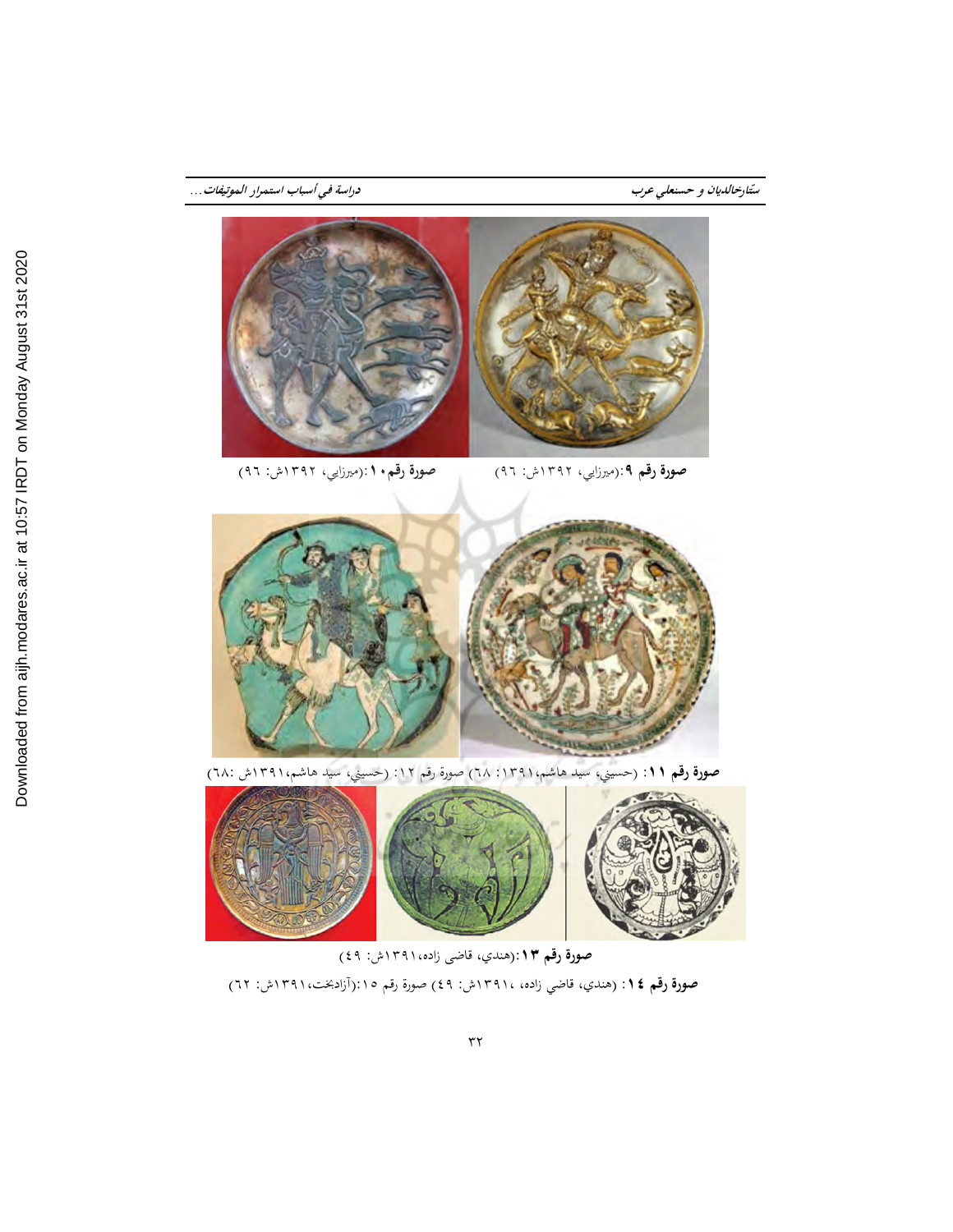صورة رقم ۱۰:(میرزایی، ۱۳۹۲ش: ۹٦)

صورة رقم ۹:(میرزایی، ۱۳۹۲ش: ۹٦)

صورة رقم ۱۱: (حسيني، سيد هاشم،۱۳۹۱: ٦٨) صورة رقم ١٢: (حسيني، سيد هاشم،١٣٩١ش :٦٨)

صورة رقم ۱۳:(هندي، قاضي زاده،۱۳۹۱ش: ٤٩)

صورة رقم ١٤: (هندي، قاضي زاده، ١٣٩١ش: ٤٩) صورة رقم ١٥:(آزادبخت،١٣٩١ش: ٦٢)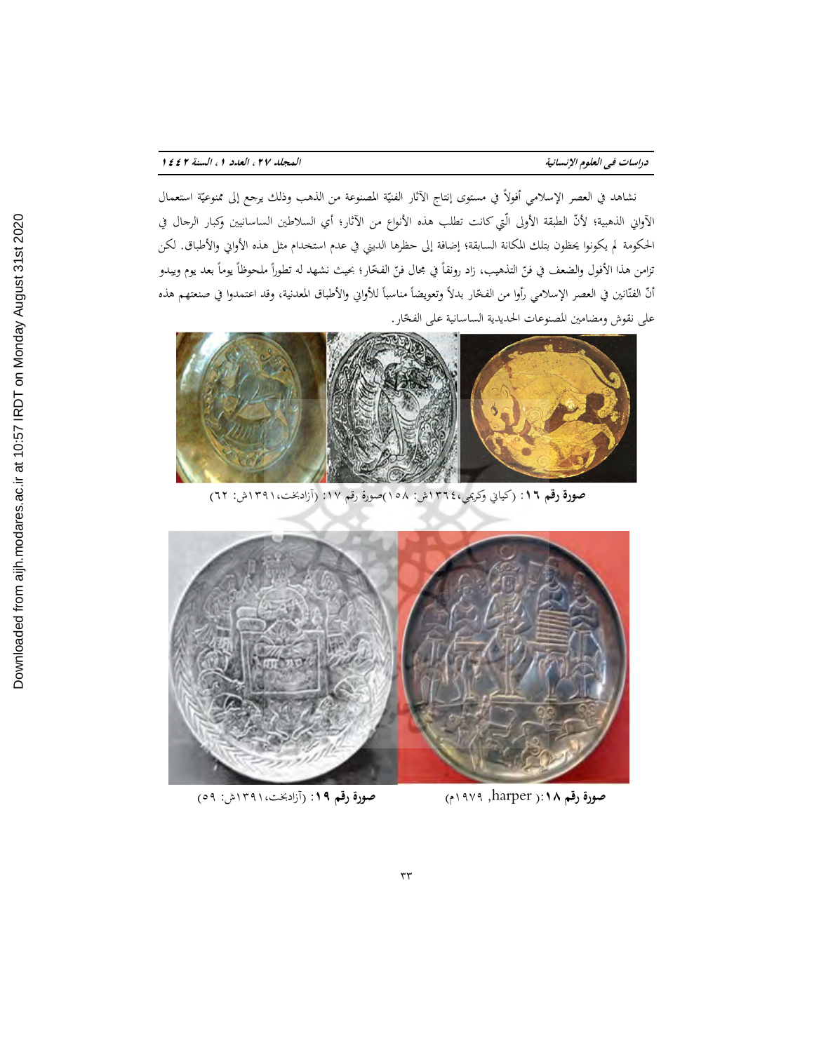نشاهد في العصر الإسلامي أفولاً في مستوى إنتاج الآثار الفنيّة المصنوعة من الذهب وذلك يرجع إلى ممنوعيّة استعمال الآواني الذهبية؛ لأنّ الطبقة الأولى الّتي كانت تطلب هذه الأنواع من الآثار؛ أي السلاطين الساسانيين وكبار الرجال في الحكومة لم يكونوا يحظون بتلك المكانة السابقة؛ إضافة إلى حظرها الديني في عدم استخدام مثل هذه الأواني والأطباق. لكن تزامن هذا الأفول والضعف في فنّ التذهيب، زاد رونقاً في مجال فنّ الفخّار؛ بحيث نشهد له تطوراً ملحوظاً يوماً بعد يوم ويبدو أنّ الفنّانين في العصر الإسلامي رأوا من الفخّار بدلاً وتعويضاً مناسباً للأواني والأطباق المعدنية، وقد اعتمدوا في صنعتهم هذه على نقوش ومضامين المصنوعات الحديدية الساسانية على الفخّار.

**صورة رقم ١٦**: (كياني وكريمي،١٣٦٤ش: ١٥٨)**صورة رقم ١٧**: (آزادبخت،١٣٩١ش: ٦٢)

**صورة رقم ١٨**:( harper, ١٩٧٩م)

**صورة رقم ١٩**: (آزادبخت،١٣٩١ش: ٥٩)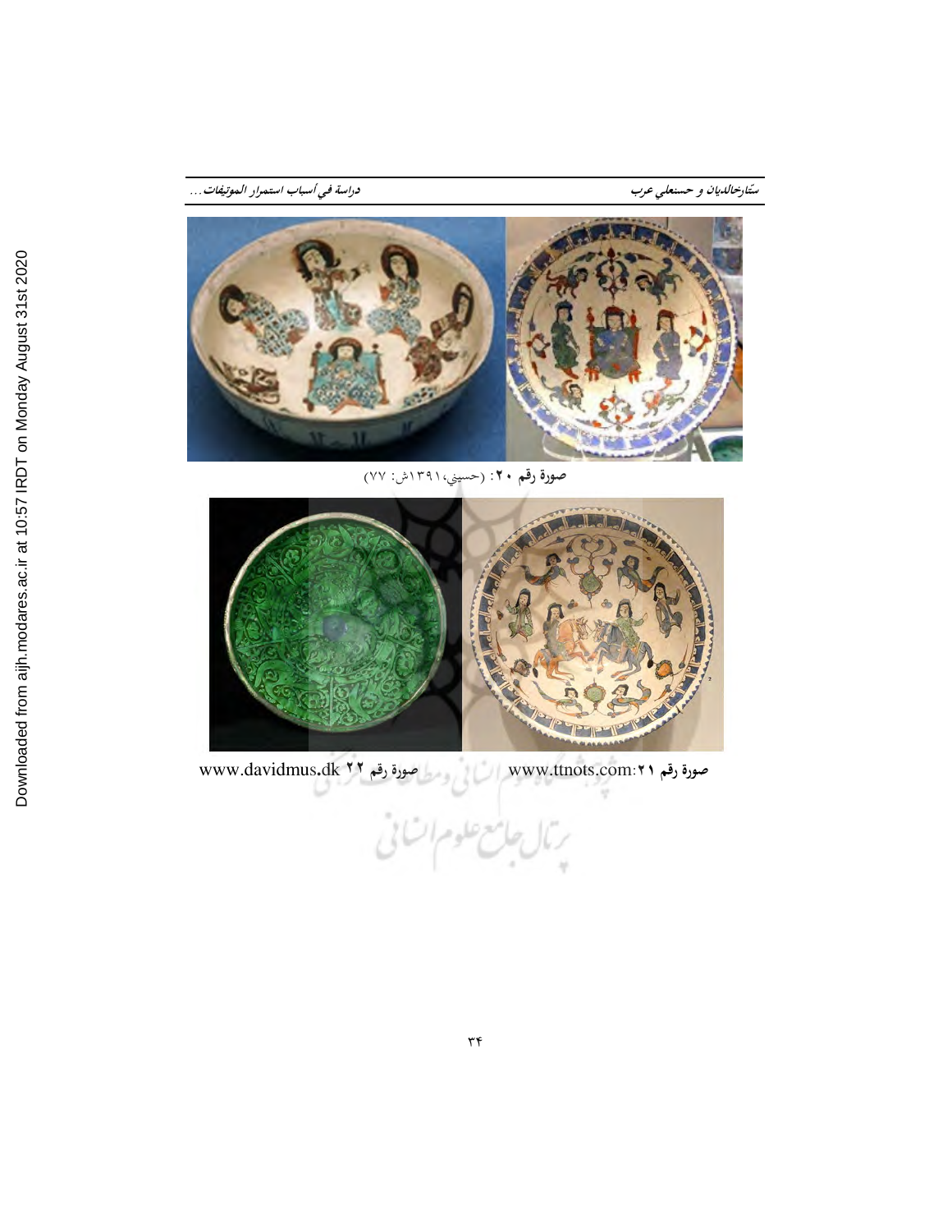صورة رقم ۲۰: (حسيني، ۱۳۹۱ش: ۷۷)

صورة رقم ۲۱: www.ttnots.com

صورة رقم ۲۲ www.davidmus.dk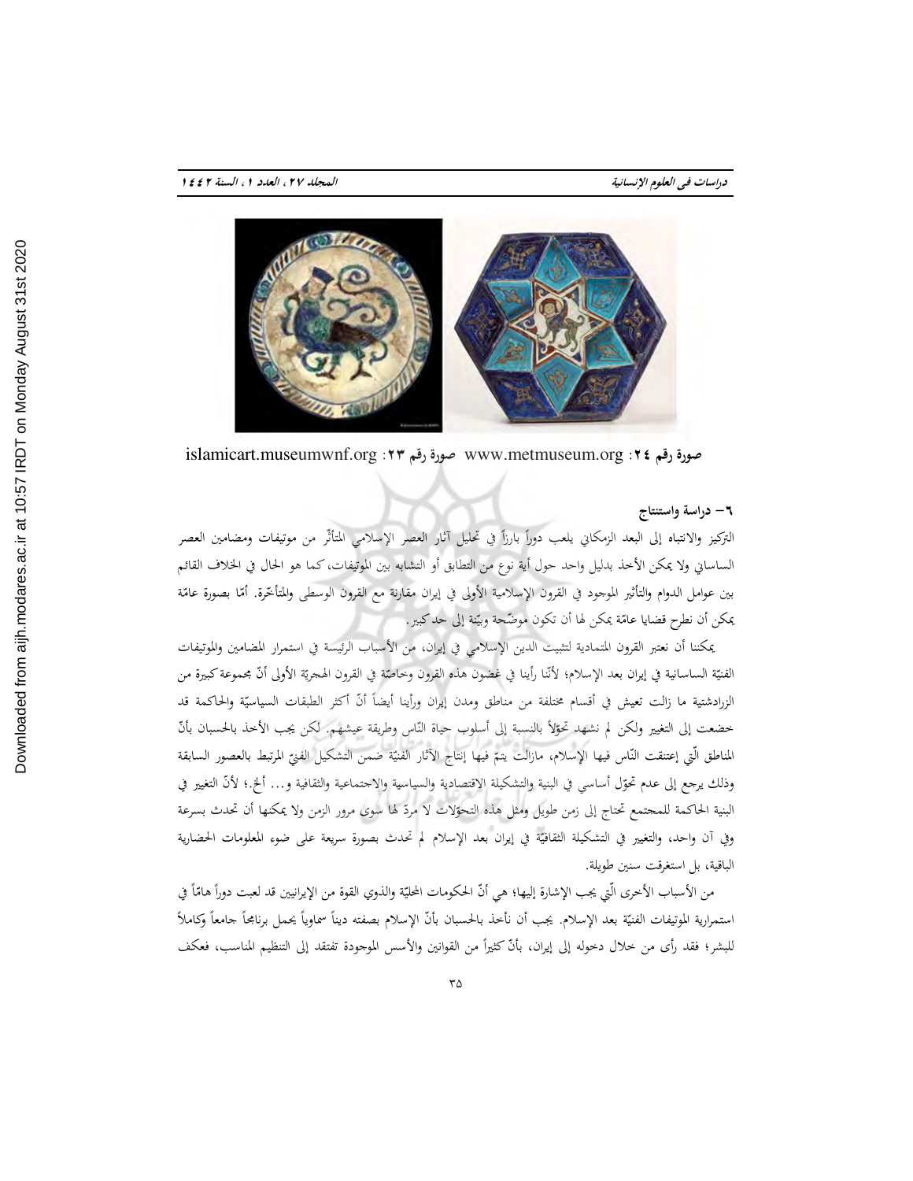صورة رقم ۲٤: islamicart.museumwnf.org صورة رقم ۲۳: www.metmuseum.org

## ٦– دراسة واستنتاج

التركيز والانتباه إلى البعد الزمكاني يلعب دوراً بارزاً في تحليل آثار العصر الإسلامي المتأثّر من موتيفات ومضامين العصر الساساني ولا يمكن الأخذ بدليل واحد حول أية نوع من التطابق أو التشابه بين الموتيفات، كما هو الحال في الخلاف القائم بين عوامل الدوام والتأثير الموجود في القرون الإسلامية الأولى في إيران مقارنة مع القرون الوسطى والمتأخّرة. أمّا بصورة عامّة يمكن أن نطرح قضايا عامّة يمكن لها أن تكون موضّحة وبيّنة إلى حد كبير.

يمكننا أن نعتبر القرون المتمادية لتثبيت الدين الإسلامي في إيران، من الأسباب الرئيسة في استمرار المضامين والموتيفات الفنيّة الساسانية في إيران بعد الإسلام؛ لأنّنا رأينا في غضون هذه القرون وخاصّة في القرون الهجريّة الأولى أنّ مجموعة كبيرة من الزرادشتية ما زالت تعيش في أقسام مختلفة من مناطق ومدن إيران ورأينا أيضاً أنّ أكثر الطبقات السياسيّة والحاكمة قد خضعت إلى التغيير ولكن لم نشهد تحوّلاً بالنسبة إلى أسلوب حياة النّاس وطريقة عيشهم. لكن يجب الأخذ بالحسبان بأنّ المناطق الّتي إعتنقت النّاس فيها الإسلام، مازالت يتمّ فيها إنتاج الآثار الفنيّة ضمن التشكيل الفنيّ المرتبط بالعصور السابقة وذلك يرجع إلى عدم تحوّل أساسي في البنية والتشكيلة الاقتصادية والسياسية والاجتماعية والثقافية و... ألخ.؛ لأنّ التغيير في البنية الحاكمة للمجتمع تحتاج إلى زمن طويل ومثل هذه التحوّلات لا مردّ لها سوى مرور الزمن ولا يمكنها أن تحدث بسرعة وفي آن واحد، والتغيير في التشكيلة الثقافيّة في إيران بعد الإسلام لم تحدث بصورة سريعة على ضوء المعلومات الحضارية الباقية، بل استغرقت سنين طويلة.

من الأسباب الأخرى الّتي يجب الإشارة إليها؛ هي أنّ الحكومات المحليّة والذوي القوة من الإيرانيين قد لعبت دوراً هامّاً في استمرارية الموتيفات الفنيّة بعد الإسلام. يجب أن نأخذ بالحسبان بأنّ الإسلام بصفته ديناً سماوياً يحمل برنامجاً جامعاً وكاملاً للبشر؛ فقد رأى من خلال دخوله إلى إيران، بأنّ كثيراً من القوانين والأسس الموجودة تفتقد إلى التنظيم المناسب، فعكف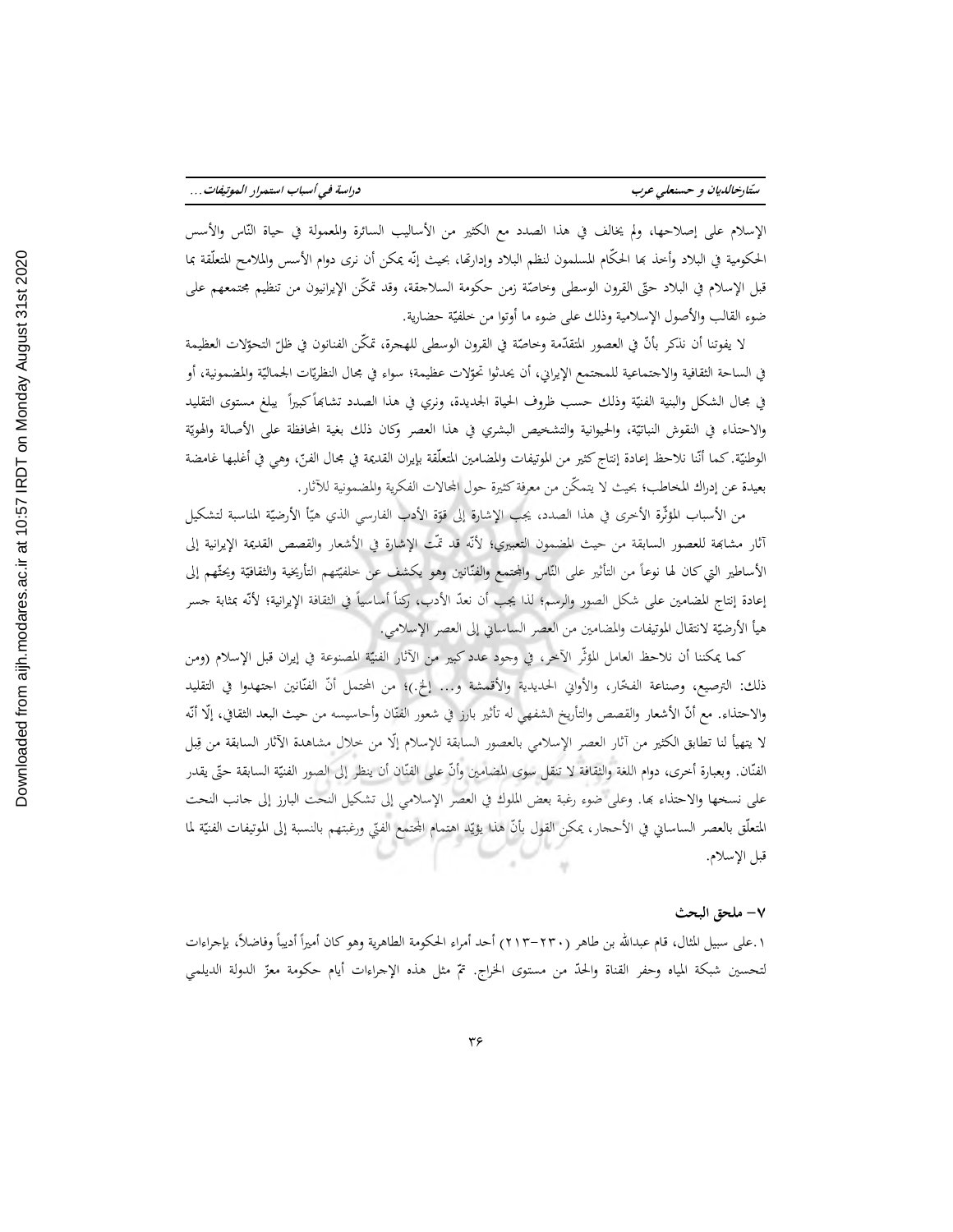الإسلام على إصلاحها، ولم يخالف في هذا الصدد مع الكثير من الأساليب السائرة والمعمولة في حياة النّاس والأسس الحكومية في البلاد وأخذ بها الحكّام المسلمون لنظم البلاد وإدارتها، بحيث إنّه يمكن أن نرى دوام الأسس والملامح المتعلّقة بما قبل الإسلام في البلاد حتّى القرون الوسطى وخاصّة زمن حكومة السلاجقة، وقد تمكّن الإيرانيون من تنظيم مجتمعهم على ضوء القالب والأصول الإسلامية وذلك على ضوء ما أوتوا من خلفيّة حضارية.

لا يفوتنا أن نذكر بأنّ في العصور المتقدّمة وخاصّة في القرون الوسطى للهجرة، تمكّن الفنانون في ظلّ التحوّلات العظيمة في الساحة الثقافية والاجتماعية للمجتمع الإيراني، أن يحدثوا تحوّلات عظيمة؛ سواء في مجال النظريّات الجماليّة والمضمونية، أو في مجال الشكل والبنية الفنيّة وذلك حسب ظروف الحياة الجديدة، ونري في هذا الصدد تشابهاً كبيراً يبلغ مستوى التقليد والاحتذاء في النقوش النباتيّة، والحيوانية والتشخيص البشري في هذا العصر وكان ذلك بغية المحافظة على الأصالة والهويّة الوطنيّة. كما أنّنا نلاحظ إعادة إنتاج كثير من الموتيفات والمضامين المتعلّقة بإيران القديمة في مجال الفنّ، وهي في أغلبها غامضة بعيدة عن إدراك المخاطب؛ بحيث لا يتمكّن من معرفة كثيرة حول المجالات الفكرية والمضمونية للآثار.

من الأسباب المؤثّرة الأخرى في هذا الصدد، يجب الإشارة إلى قوّة الأدب الفارسي الذي هيّأ الأرضيّة المناسبة لتشكيل آثار مشابهة للعصور السابقة من حيث المضمون التعبيري؛ لأنّه قد تمّت الإشارة في الأشعار والقصص الإيرانية القديمة إلى الأساطير التي كان لها نوعاً من التأثير على النّاس والمجتمع والفنّانين وهو يكشف عن خلفيّتهم التأريخية والثقافيّة ويحثّهم إلى إعادة إنتاج المضامين على شكل الصور والرسم؛ لذا يجب أن نعدّ الأدب، ركناً أساسياً في الثقافة الإيرانية؛ لأنّه بمثابة جسر هيأ الأرضيّة لانتقال الموتيفات والمضامين من العصر الساساني إلى العصر الإسلامي.

كما يمكننا أن نلاحظ العامل المؤثّر الآخر، في وجود عدد كبير من الآثار الفنيّة المصنوعة في إيران قبل الإسلام (ومن ذلك: الترصيع، وصناعة الفخّار، والأواني الحديدية والأقمشة و... إلخ.)؛ من المحتمل أنّ الفنّانين اجتهدوا في التقليد والاحتذاء. مع أنّ الأشعار والقصص والتأريخ الشفهي له تأثير بارز في شعور الفنّان وأحاسيسه من حيث البعد الثقافي، إلّا أنّه لا يتهيأ لنا تطابق الكثير من آثار العصر الإسلامي بالعصور السابقة للإسلام إلّا من خلال مشاهدة الآثار السابقة من قِبل الفنّان. وبعبارة أخرى، دوام اللغة والثقافة لا تنقل سوى المضامين وأنّ على الفنّان أن ينظر إلى الصور الفنيّة السابقة حتّى يقدر على نسخها والاحتذاء بها. وعلى ضوء رغبة بعض الملوك في العصر الإسلامي إلى تشكيل النحت البارز إلى جانب النحت المتعلّق بالعصر الساساني في الأحجار، يمكن القول بأنّ هذا يؤيّد اهتمام المجتمع الفنّي ورغبتهم بالنسبة إلى الموتيفات الفنيّة لما قبل الإسلام.

## ٧- ملحق البحث

١.على سبيل المثال، قام عبدالله بن طاهر (٢٣٠-٢١٣) أحد أمراء الحكومة الطاهرية وهو كان أميراً أديباً وفاضلاً، بإجراءات لتحسين شبكة المياه وحفر القناة والحدّ من مستوى الخراج. تمّ مثل هذه الإجراءات أيام حكومة معزّ الدولة الديلمي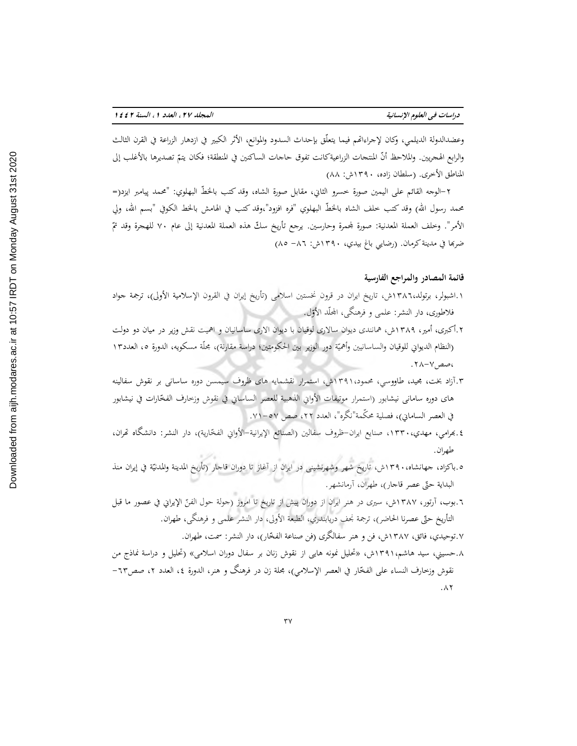وعضدالدولة الديلمي، وكان لإجراءاتهم فيما يتعلّق بإحداث السدود والموانع، الأثر الكبير في ازدهار الزراعة في القرن الثالث والرابع الهجريين. والملاحظ أنّ المنتجات الزراعيةكانت تفوق حاجات الساكنين في المنطقة؛ فكان يتمّ تصديرها بالأغلب إلى المناطق الأخرى. (سلطان زاده، ۱۳۹۰ش: ۸۸)

۲-الوجه القائم على اليمين صورة خسرو الثاني، مقابل صورة الشاه، وقد كتب بالخطّ البهلوي: "محمد پیامبر ایزد(= محمد رسول الله) وقد كتب خلف الشاه بالخطّ البهلوي "فره افزود"،وقد كتب في الهامش بالخط الكوفي "بسم الله، ولي الأمر". وخلف العملة المعدنية: صورة لمجمرة وحارسين. يرجع تأريخ سكّ هذه العملة المعدنية إلى عام ۷۰ للهجرة وقد تمّ ضربها في مدينة كرمان. (رضايي باغ بيدي، ۱۳۹۰ش: ۸٦- ۸۵)

### قائمة المصادر والمراجع الفارسية

۱.اشبولر، برتولد،۱۳۸٦ش، تاریخ ایران در قرون نخستین اسلامی (تأريخ إيران في القرون الإسلامية الأولى)، ترجمة جواد فلاطوری، دار النشر: علمی و فرهنگی، المجلّد الأوّل.

۲.أكبری، أمير، ۱۳۸۹ش، همانندی دیوان سالاری لوقیان با دیوان الاری ساسانیان و اهمیت نقش وزیر در میان دو دولت (النظام الديواني للوقيان والساسانيين وأهمّيّة دور الوزير بين الحكومتين؛ دراسة مقارنة)، مجلّة مسكويه، الدورة ٥، العدد۱۳ ،صص۷-۲۸.

۳.آزاد بخت، مجيد، طاووسي، محمود،۱۳۹۱ش، استمرار نقشمایه های ظروف سیمسن دوره ساسانی بر نقوش سفالینه های دوره سامانی نیشابور (استمرار موتيفات الأواني الذهبية للعصر الساساني في نقوش وزخارف الفخّارات في نيشابور في العصر الساماني)، فصلية محكّمة"نگره"، العدد ۲۲، صص ۵۷-۷۱.

٤.بهرامي، مهدي،۱۳۳۰، صنایع ایران-ظروف سفالین (الصنائع الإيرانية-الأواني الفخّارية)، دار النشر: دانشگاه تهران، طهران.

٥.باكزاد، جهانشاه،۱۳۹۰ش، تاریخ شهر وشهرنشینی در ایران از آغاز تا دوران قاجار (تأريخ المدينة والمدنيّة في إيران منذ البداية حتّى عصر قاجار)، طهران، آرمانشهر.

٦.بوب، آرتور، ۱۳۸۷ش، سیری در هنر ایران از دوران پیش از تاریخ تا امروز (جولة حول الفنّ الإيراني في عصور ما قبل التأريخ حتّى عصرنا الحاضر)، ترجمة نجف دريابندري، الطبعة الأولى، دار النشر علمی و فرهنگی، طهران.

۷.توحيدي، فائق، ۱۳۸۷ش، فن و هنر سفالگری (فن صناعة الفخّار)، دار النشر: سمت، طهران.

۸.حسيني، سيد هاشم،۱۳۹۱ش، «تحلیل نمونه هایی از نقوش زنان بر سفال دوران اسلامی» (تحليل و دراسة نماذج من نقوش وزخارف النساء على الفخّار في العصر الإسلامي)، مجلة زن در فرهنگ و هنر، الدورة ٤، العدد ۲، صص٦۳- ۸۲.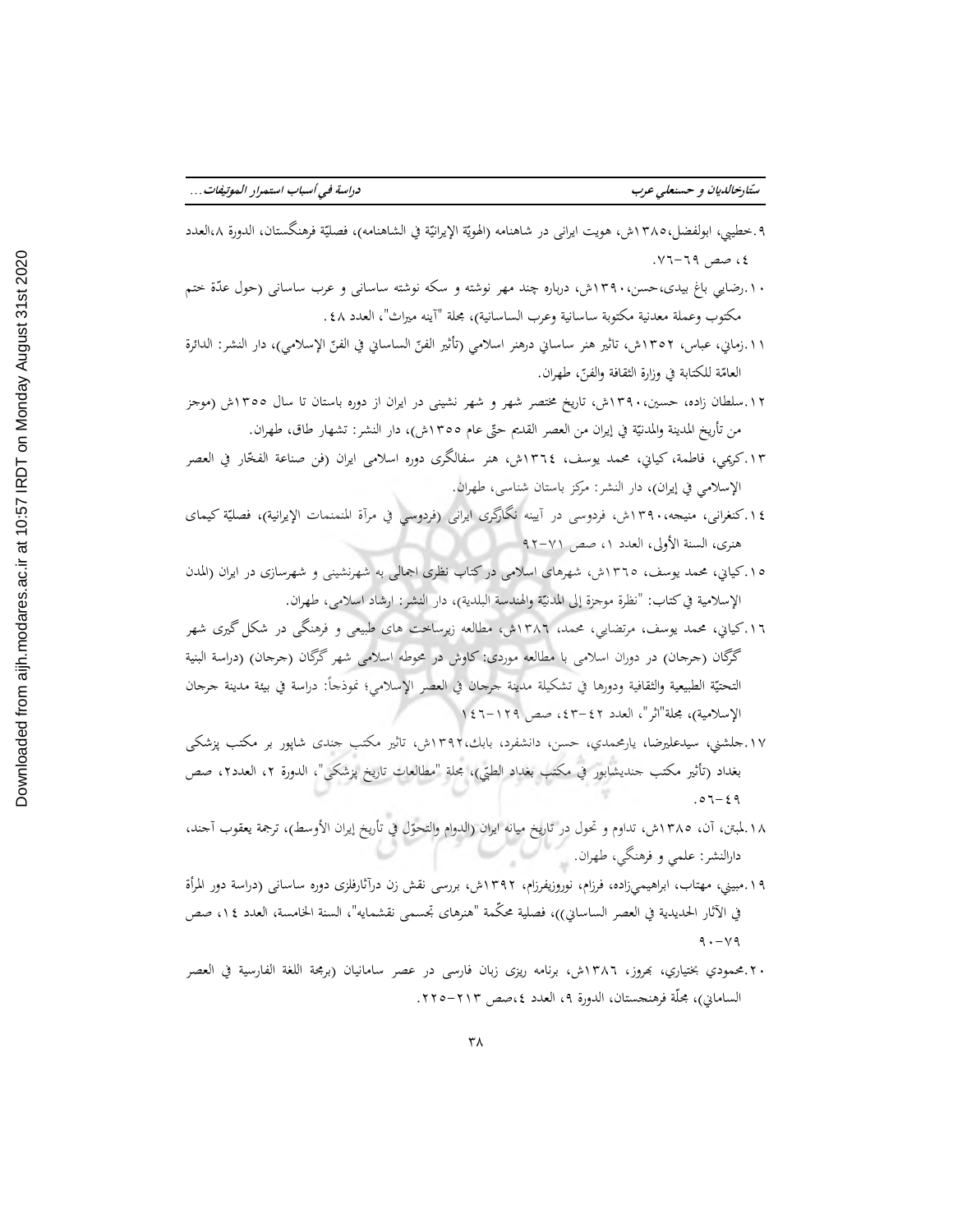٩.خطيبي، ابولفضل،١٣٨٥ش، هويت ايرانى در شاهنامه (الهويّة الإيرانيّة في الشاهنامه)، فصليّة فرهنگستان، الدورة ٨،العدد ٤، صص ٦٩-٧٦.

١٠.رضايي باغ بيدى،حسن،١٣٩٠ش، درباره چند مهر نوشته و سكه نوشته ساسانى و عرب ساسانى (حول عدّة ختم مكتوب وعملة معدنية مكتوبة ساسانية وعرب الساسانية)، مجلة "آينه ميراث"، العدد ٤٨.

١١.زماني، عباس، ١٣٥٢ش، تاثير هنر ساساني درهنر اسلامي (تأثير الفنّ الساساني في الفنّ الإسلامي)، دار النشر: الدائرة العامّة للكتابة في وزارة الثقافة والفنّ، طهران.

١٢.سلطان زاده، حسين،١٣٩٠ش، تاريخ مختصر شهر و شهر نشينى در ايران از دوره باستان تا سال ١٣٥٥ش (موجز من تأريخ المدينة والمدنيّة في إيران من العصر القديم حتّى عام ١٣٥٥ش)، دار النشر: تشهار طاق، طهران.

١٣.كريمي، فاطمة، كياني، محمد يوسف، ١٣٦٤ش، هنر سفالگرى دوره اسلامى ايران (فن صناعة الفخّار في العصر الإسلامي في إيران)، دار النشر: مركز باستان شناسى، طهران.

١٤.كنغراني، منيجه،١٣٩٠ش، فردوسى در آيينه نگارگرى ايرانى (فردوسي في مرآة المنمنمات الإيرانية)، فصليّة كيماى هنرى، السنة الأولى، العدد ١، صص ٧١-٩٢

١٥.كياني، محمد يوسف، ١٣٦٥ش، شهرهاى اسلامى در كتاب نظرى اجمالى به شهرنشينى و شهرسازى در ايران (المدن الإسلامية في كتاب: "نظرة موجزة إلى المدنيّة والهندسة البلدية)، دار النشر: ارشاد اسلامى، طهران.

١٦.كياني، محمد يوسف، مرتضايي، محمد، ١٣٨٦ش، مطالعه زيرساخت هاى طبيعى و فرهنگى در شكل گيرى شهر گرگان (جرجان) در دوران اسلامى با مطالعه موردى: كاوش در محوطه اسلامى شهر گرگان (جرجان) (دراسة البنية التحتيّة الطبيعية والثقافية ودورها في تشكيلة مدينة جرجان في العصر الإسلامي؛ نموذجاً: دراسة في بيئة مدينة جرجان الإسلامية)، مجلة"اثر"، العدد ٤٢-٤٣، صص ١٢٩-١٤٦

١٧.جلشني، سيدعليرضا، يارمحمدي، حسن، دانشفرد، بابك،١٣٩٢ش، تاثير مكتب جندى شاپور بر مكتب پزشكى بغداد (تأثير مكتب جنديشابور في مكتب بغداد الطبّي)، مجلة "مطالعات تاريخ پزشكى"، الدورة ٢، العدد٢، صص ٤٩-٥٦.

١٨.لمبتن، آن، ١٣٨٥ش، تداوم و تحول در تاريخ ميانه ايران (الدوام والتحوّل في تأريخ إيران الأوسط)، ترجمة يعقوب آجند، دارالنشر: علمي و فرهنگي، طهران.

١٩.مبيني، مهتاب، ابراهيمي‌زاده، فرزام، نوروزيفرزام، ١٣٩٢ش، بررسى نقش زن درآثارفلزى دوره ساسانى (دراسة دور المرأة في الآثار الحديدية في العصر الساساني))، فصلية محكّمة "هنرهاى تجسمى نقشمايه"، السنة الخامسة، العدد ١٤، صص ٧٩-٩٠

٢٠.محمودي بختياري، بهروز، ١٣٨٦ش، برنامه ريزى زبان فارسى در عصر سامانيان (برمجة اللغة الفارسية في العصر الساماني)، مجلّة فرهنجستان، الدورة ٩، العدد ٤،صص ٢١٣-٢٢٥.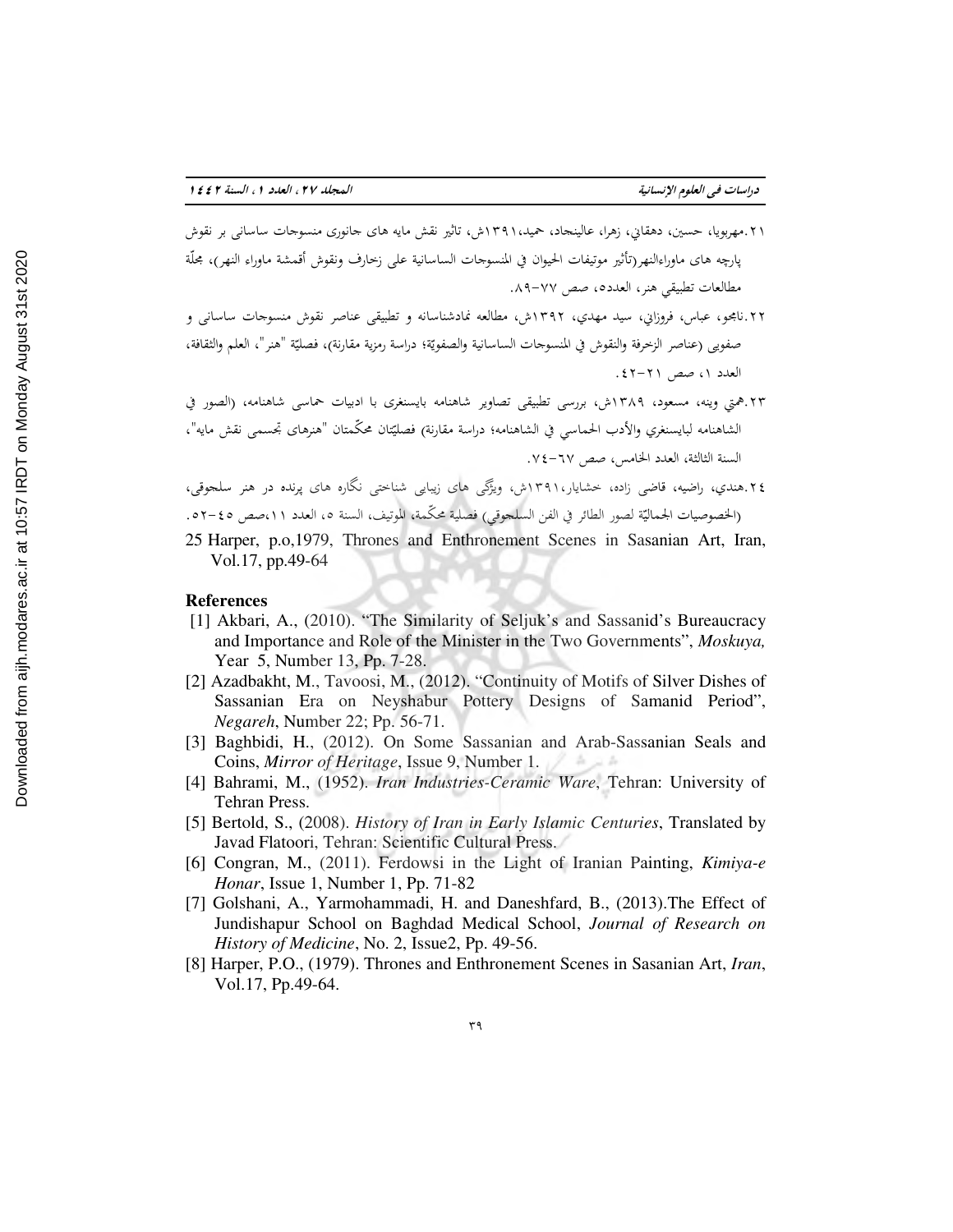۲۱.مهربویا، حسین، دهقاني، زهرا، عالینجاد، حمید،۱۳۹۱ش، تاثیر نقش مایه های جانوری منسوجات ساسانی بر نقوش پارچه های ماوراءالنهر(تأثیر موتیفات الحیوان في المنسوجات الساسانية علی زخارف ونقوش أقمشة ماوراء النهر)، مجلّة مطالعات تطبیقي هنر، العدد٥، صص ۷۷-۸۹.

۲۲.نامجو، عباس، فروزاني، سید مهدي، ۱۳۹۲ش، مطالعه نمادشناسانه و تطبیقی عناصر نقوش منسوجات ساسانی و صفوی (عناصر الزخرفة والنقوش في المنسوجات الساسانية والصفوية؛ دراسة رمزية مقارنة)، فصليّة "هنر"، العلم والثقافة، العدد ١، صص ٢١-٤٢.

۲۳.همتي وينه، مسعود، ۱۳۸۹ش، بررسی تطبیقی تصاویر شاهنامه بایسنغری با ادبیات حماسی شاهنامه، (الصور في الشاهنامه لبايسنغري والأدب الحماسي في الشاهنامه؛ دراسة مقارنة) فصليّتان محكّمتان "هنرهای تجسمی نقش مایه"، السنة الثالثة، العدد الخامس، صص ٦٧-٧٤.

٢٤.هندي، راضیه، قاضی زاده، خشایار،۱۳۹۱ش، ویژگی های زیبایی شناختی نگاره های پرنده در هنر سلجوقی، (الخصوصيات الجماليّة لصور الطائر في الفن السلجوقي) فصلية محكّمة، الموتيف، السنة ٥، العدد ١١،صص ٤٥-٥٢.

25 Harper, p.o,1979, Thrones and Enthronement Scenes in Sasanian Art, Iran, Vol.17, pp.49-64

## References

[1] Akbari, A., (2010). "The Similarity of Seljuk's and Sassanid's Bureaucracy and Importance and Role of the Minister in the Two Governments", *Moskuya,* Year 5, Number 13, Pp. 7-28.

[2] Azadbakht, M., Tavoosi, M., (2012). "Continuity of Motifs of Silver Dishes of Sassanian Era on Neyshabur Pottery Designs of Samanid Period", *Negareh*, Number 22; Pp. 56-71.

[3] Baghbidi, H., (2012). On Some Sassanian and Arab-Sassanian Seals and Coins, *Mirror of Heritage*, Issue 9, Number 1.

[4] Bahrami, M., (1952). *Iran Industries-Ceramic Ware*, Tehran: University of Tehran Press.

[5] Bertold, S., (2008). *History of Iran in Early Islamic Centuries*, Translated by Javad Flatoori, Tehran: Scientific Cultural Press.

[6] Congran, M., (2011). Ferdowsi in the Light of Iranian Painting, *Kimiya-e Honar*, Issue 1, Number 1, Pp. 71-82

[7] Golshani, A., Yarmohammadi, H. and Daneshfard, B., (2013).The Effect of Jundishapur School on Baghdad Medical School, *Journal of Research on History of Medicine*, No. 2, Issue2, Pp. 49-56.

[8] Harper, P.O., (1979). Thrones and Enthronement Scenes in Sasanian Art, *Iran*, Vol.17, Pp.49-64.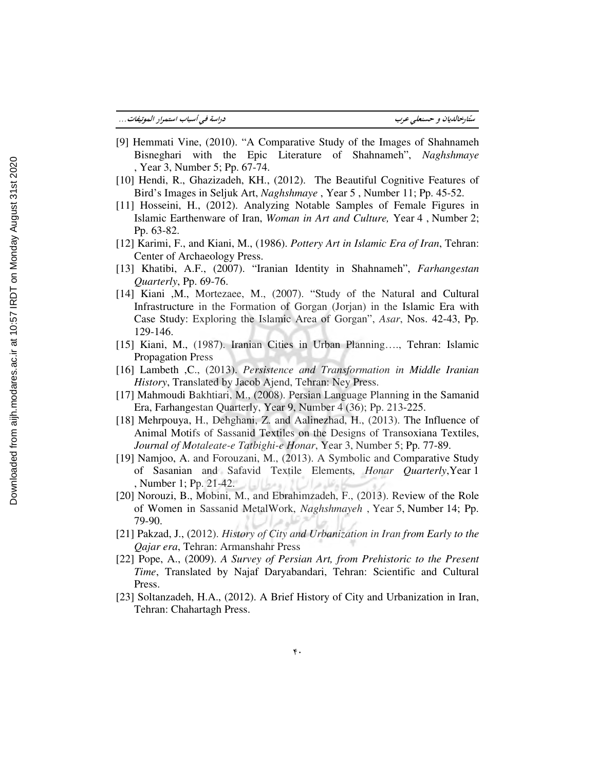[9] Hemmati Vine, (2010). “A Comparative Study of the Images of Shahnameh Bisneghari with the Epic Literature of Shahnameh”, *Naghshmaye* , Year 3, Number 5; Pp. 67-74.

[10] Hendi, R., Ghazizadeh, KH., (2012). The Beautiful Cognitive Features of Bird's Images in Seljuk Art, *Naghshmaye* , Year 5 , Number 11; Pp. 45-52.

[11] Hosseini, H., (2012). Analyzing Notable Samples of Female Figures in Islamic Earthenware of Iran, *Woman in Art and Culture,* Year 4 , Number 2; Pp. 63-82.

[12] Karimi, F., and Kiani, M., (1986). *Pottery Art in Islamic Era of Iran*, Tehran: Center of Archaeology Press.

[13] Khatibi, A.F., (2007). “Iranian Identity in Shahnameh”, *Farhangestan Quarterly*, Pp. 69-76.

[14] Kiani ,M., Mortezaee, M., (2007). “Study of the Natural and Cultural Infrastructure in the Formation of Gorgan (Jorjan) in the Islamic Era with Case Study: Exploring the Islamic Area of Gorgan”, *Asar*, Nos. 42-43, Pp. 129-146.

[15] Kiani, M., (1987). Iranian Cities in Urban Planning…., Tehran: Islamic Propagation Press

[16] Lambeth ,C., (2013). *Persistence and Transformation in Middle Iranian History*, Translated by Jacob Ajend, Tehran: Ney Press.

[17] Mahmoudi Bakhtiari, M., (2008). Persian Language Planning in the Samanid Era, Farhangestan Quarterly, Year 9, Number 4 (36); Pp. 213-225.

[18] Mehrpouya, H., Dehghani, Z. and Aalinezhad, H., (2013). The Influence of Animal Motifs of Sassanid Textiles on the Designs of Transoxiana Textiles, *Journal of Motaleate-e Tatbighi-e Honar*, Year 3, Number 5; Pp. 77-89.

[19] Namjoo, A. and Forouzani, M., (2013). A Symbolic and Comparative Study of Sasanian and Safavid Textile Elements, *Honar Quarterly*,Year 1 , Number 1; Pp. 21-42.

[20] Norouzi, B., Mobini, M., and Ebrahimzadeh, F., (2013). Review of the Role of Women in Sassanid MetalWork, *Naghshmayeh* , Year 5, Number 14; Pp. 79-90.

[21] Pakzad, J., (2012). *History of City and Urbanization in Iran from Early to the Qajar era*, Tehran: Armanshahr Press

[22] Pope, A., (2009). *A Survey of Persian Art, from Prehistoric to the Present Time*, Translated by Najaf Daryabandari, Tehran: Scientific and Cultural Press.

[23] Soltanzadeh, H.A., (2012). A Brief History of City and Urbanization in Iran, Tehran: Chahartagh Press.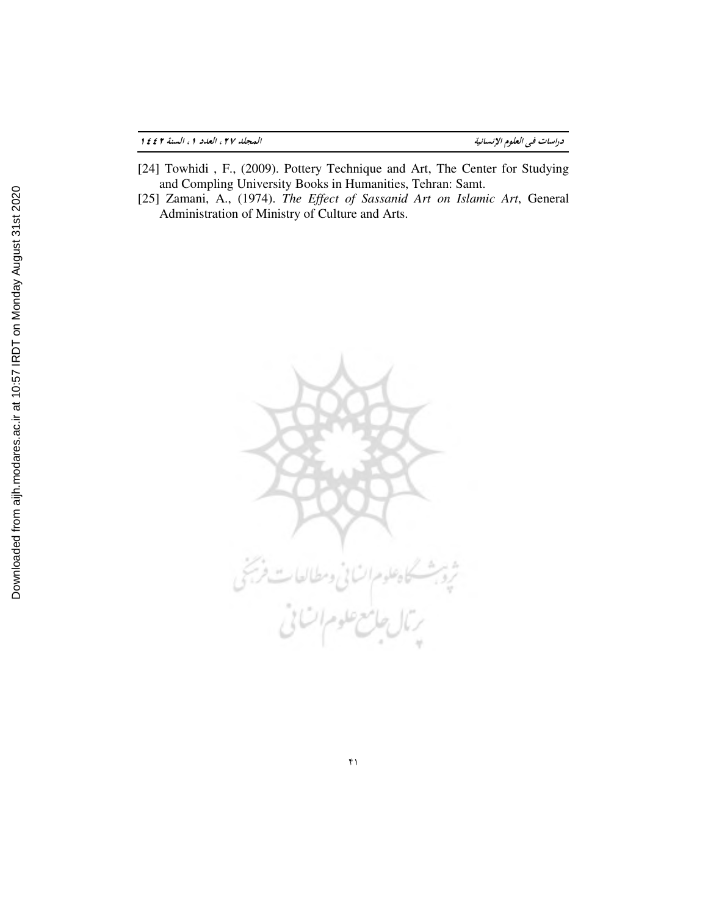[24] Towhidi , F., (2009). Pottery Technique and Art, The Center for Studying and Compling University Books in Humanities, Tehran: Samt.

[25] Zamani, A., (1974). *The Effect of Sassanid Art on Islamic Art*, General Administration of Ministry of Culture and Arts.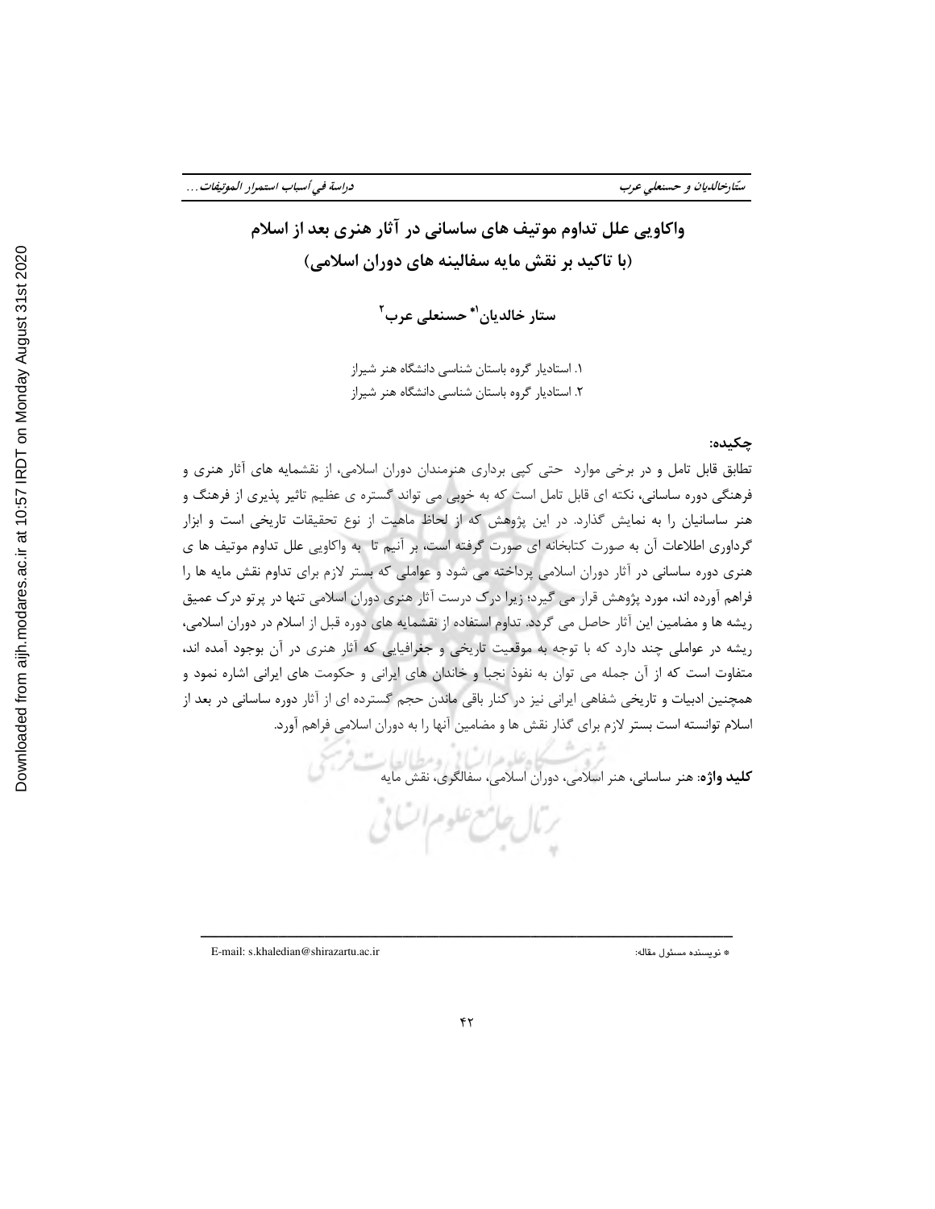# واکاویی علل تداوم موتیف های ساسانی در آثار هنری بعد از اسلام

## (با تاکید بر نقش مایه سفالینه های دوران اسلامی)

**ستار خالدیان[1]* حسنعلی عرب[2]**

۱. استادیار گروه باستان شناسی دانشگاه هنر شیراز

۲. استادیار گروه باستان شناسی دانشگاه هنر شیراز

**چکیده:**

تطابق قابل تامل و در برخی موارد حتی کپی برداری هنرمندان دوران اسلامی، از نقشمایه های آثار هنری و فرهنگی دوره ساسانی، نکته ای قابل تامل است که به خوبی می تواند گستره ی عظیم تاثیر پذیری از فرهنگ و هنر ساسانیان را به نمایش گذارد. در این پژوهش که از لحاظ ماهیت از نوع تحقیقات تاریخی است و ابزار گرداوری اطلاعات آن به صورت کتابخانه ای صورت گرفته است، بر آنیم تا به واکاویی علل تداوم موتیف ها ی هنری دوره ساسانی در آثار دوران اسلامی پرداخته می شود و عواملی که بستر لازم برای تداوم نقش مایه ها را فراهم آورده اند، مورد پژوهش قرار می گیرد؛ زیرا درک درست آثار هنری دوران اسلامی تنها در پرتو درک عمیق ریشه ها و مضامین این آثار حاصل می گردد. تداوم استفاده از نقشمایه های دوره قبل از اسلام در دوران اسلامی، ریشه در عواملی چند دارد که با توجه به موقعیت تاریخی و جغرافیایی که آثار هنری در آن بوجود آمده اند، متفاوت است که از آن جمله می توان به نفوذ نجبا و خاندان های ایرانی و حکومت های ایرانی اشاره نمود و همچنین ادبیات و تاریخی شفاهی ایرانی نیز در کنار باقی ماندن حجم گسترده ای از آثار دوره ساسانی در بعد از اسلام توانسته است بستر لازم برای گذار نقش ها و مضامین آنها را به دوران اسلامی فراهم آورد.

**کلید واژه**: هنر ساسانی، هنر اسلامی، دوران اسلامی، سفالگری، نقش مایه

---

* نویسنده مسئول مقاله: E-mail: s.khaledian@shirazartu.ac.ir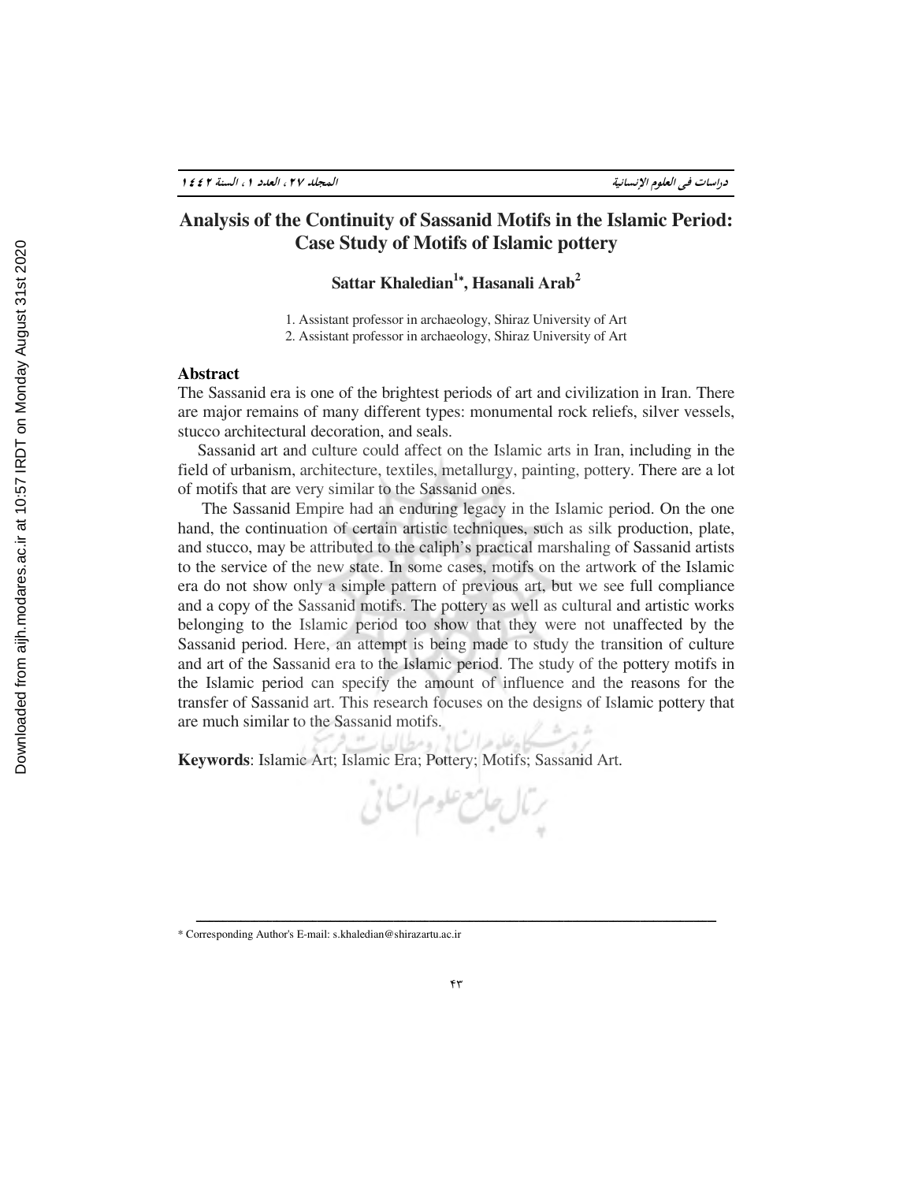# Analysis of the Continuity of Sassanid Motifs in the Islamic Period: Case Study of Motifs of Islamic pottery

**Sattar Khaledian[1*], Hasanali Arab[2]**

1. Assistant professor in archaeology, Shiraz University of Art
2. Assistant professor in archaeology, Shiraz University of Art

## Abstract

The Sassanid era is one of the brightest periods of art and civilization in Iran. There are major remains of many different types: monumental rock reliefs, silver vessels, stucco architectural decoration, and seals.

Sassanid art and culture could affect on the Islamic arts in Iran, including in the field of urbanism, architecture, textiles, metallurgy, painting, pottery. There are a lot of motifs that are very similar to the Sassanid ones.

The Sassanid Empire had an enduring legacy in the Islamic period. On the one hand, the continuation of certain artistic techniques, such as silk production, plate, and stucco, may be attributed to the caliph's practical marshaling of Sassanid artists to the service of the new state. In some cases, motifs on the artwork of the Islamic era do not show only a simple pattern of previous art, but we see full compliance and a copy of the Sassanid motifs. The pottery as well as cultural and artistic works belonging to the Islamic period too show that they were not unaffected by the Sassanid period. Here, an attempt is being made to study the transition of culture and art of the Sassanid era to the Islamic period. The study of the pottery motifs in the Islamic period can specify the amount of influence and the reasons for the transfer of Sassanid art. This research focuses on the designs of Islamic pottery that are much similar to the Sassanid motifs.

**Keywords**: Islamic Art; Islamic Era; Pottery; Motifs; Sassanid Art.

* Corresponding Author's E-mail: s.khaledian@shirazartu.ac.ir